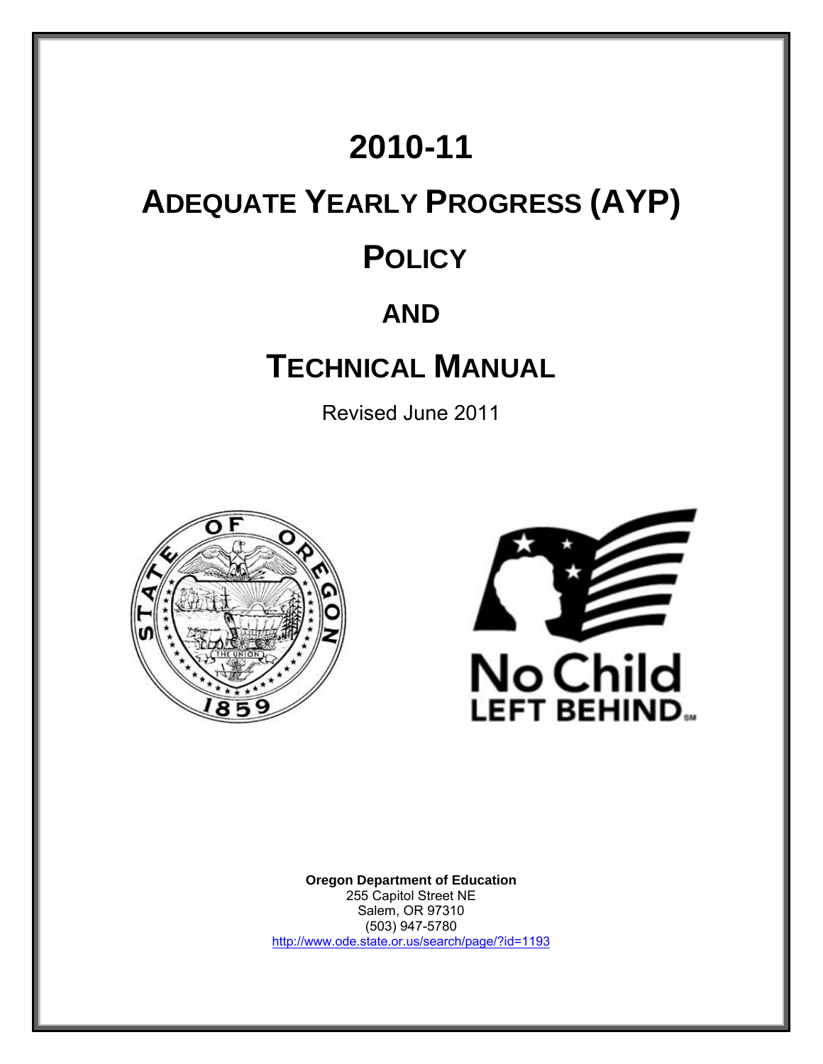# 2010-11

# ADEQUATE YEARLY PROGRESS (AYP)

# POLICY

# AND

# TECHNICAL MANUAL

Revised June 2011

**Oregon Department of Education**
255 Capitol Street NE
Salem, OR 97310
(503) 947-5780
http://www.ode.state.or.us/search/page/?id=1193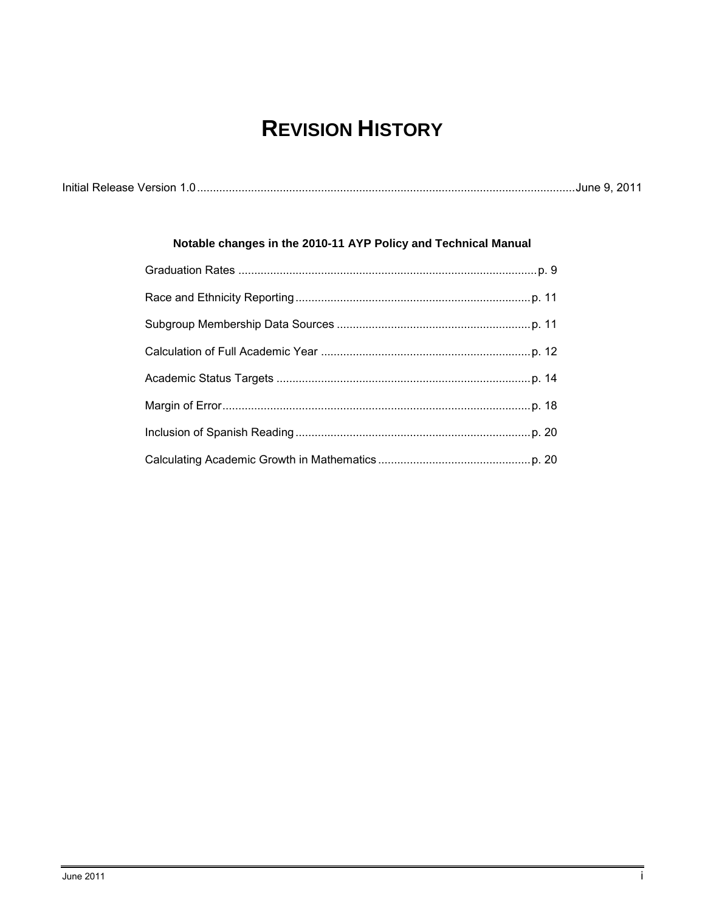# REVISION HISTORY

Initial Release Version 1.0 ........................................................................................................ June 9, 2011

**Notable changes in the 2010-11 AYP Policy and Technical Manual**

Graduation Rates ............................................................................................ p. 9

Race and Ethnicity Reporting ......................................................................... p. 11

Subgroup Membership Data Sources ............................................................ p. 11

Calculation of Full Academic Year ................................................................. p. 12

Academic Status Targets ............................................................................... p. 14

Margin of Error ................................................................................................ p. 18

Inclusion of Spanish Reading ......................................................................... p. 20

Calculating Academic Growth in Mathematics ................................................ p. 20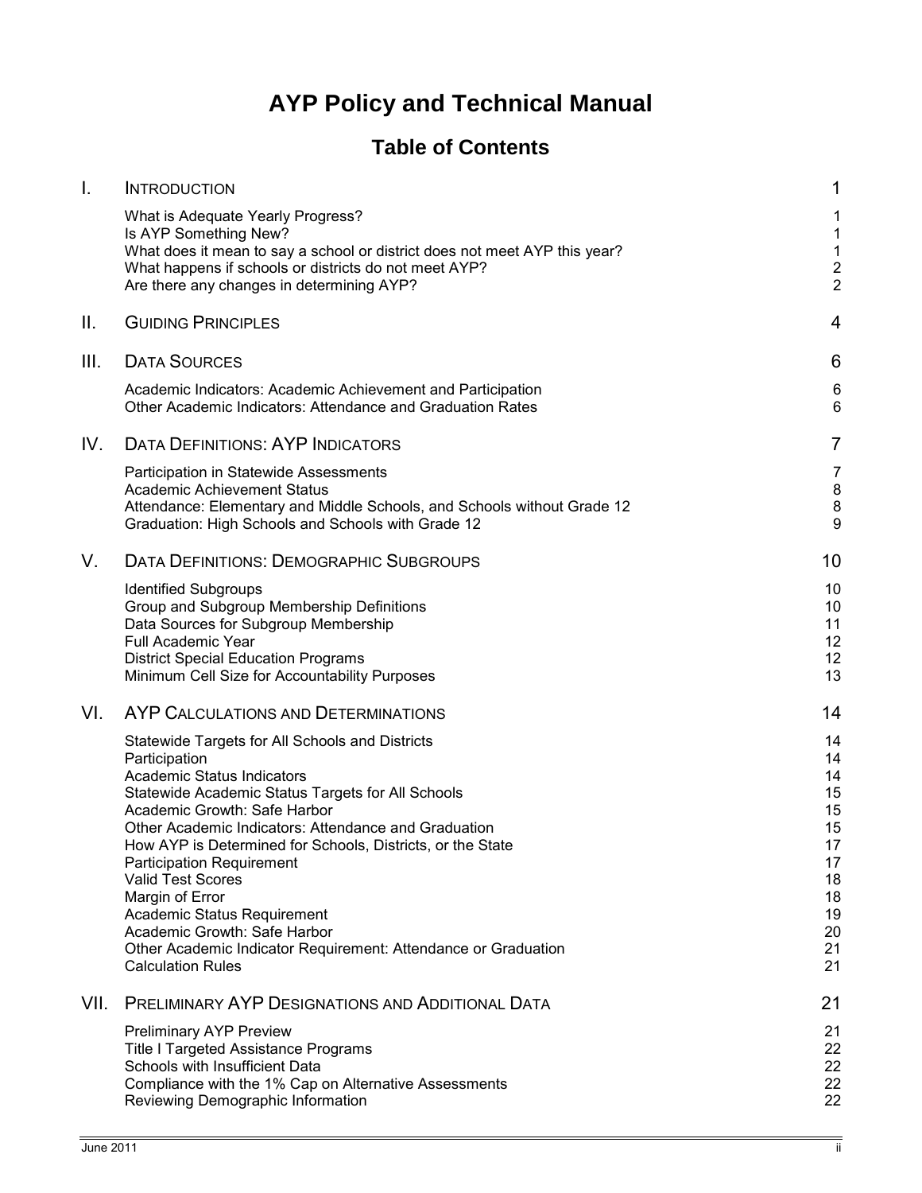# AYP Policy and Technical Manual

## Table of Contents

| | | |
|---|---|---|
| I. | INTRODUCTION | 1 |
| | What is Adequate Yearly Progress? | 1 |
| | Is AYP Something New? | 1 |
| | What does it mean to say a school or district does not meet AYP this year? | 1 |
| | What happens if schools or districts do not meet AYP? | 2 |
| | Are there any changes in determining AYP? | 2 |
| II. | GUIDING PRINCIPLES | 4 |
| III. | DATA SOURCES | 6 |
| | Academic Indicators: Academic Achievement and Participation | 6 |
| | Other Academic Indicators: Attendance and Graduation Rates | 6 |
| IV. | DATA DEFINITIONS: AYP INDICATORS | 7 |
| | Participation in Statewide Assessments | 7 |
| | Academic Achievement Status | 8 |
| | Attendance: Elementary and Middle Schools, and Schools without Grade 12 | 8 |
| | Graduation: High Schools and Schools with Grade 12 | 9 |
| V. | DATA DEFINITIONS: DEMOGRAPHIC SUBGROUPS | 10 |
| | Identified Subgroups | 10 |
| | Group and Subgroup Membership Definitions | 10 |
| | Data Sources for Subgroup Membership | 11 |
| | Full Academic Year | 12 |
| | District Special Education Programs | 12 |
| | Minimum Cell Size for Accountability Purposes | 13 |
| VI. | AYP CALCULATIONS AND DETERMINATIONS | 14 |
| | Statewide Targets for All Schools and Districts | 14 |
| | Participation | 14 |
| | Academic Status Indicators | 14 |
| | Statewide Academic Status Targets for All Schools | 15 |
| | Academic Growth: Safe Harbor | 15 |
| | Other Academic Indicators: Attendance and Graduation | 15 |
| | How AYP is Determined for Schools, Districts, or the State | 17 |
| | Participation Requirement | 17 |
| | Valid Test Scores | 18 |
| | Margin of Error | 18 |
| | Academic Status Requirement | 19 |
| | Academic Growth: Safe Harbor | 20 |
| | Other Academic Indicator Requirement: Attendance or Graduation | 21 |
| | Calculation Rules | 21 |
| VII. | PRELIMINARY AYP DESIGNATIONS AND ADDITIONAL DATA | 21 |
| | Preliminary AYP Preview | 21 |
| | Title I Targeted Assistance Programs | 22 |
| | Schools with Insufficient Data | 22 |
| | Compliance with the 1% Cap on Alternative Assessments | 22 |
| | Reviewing Demographic Information | 22 |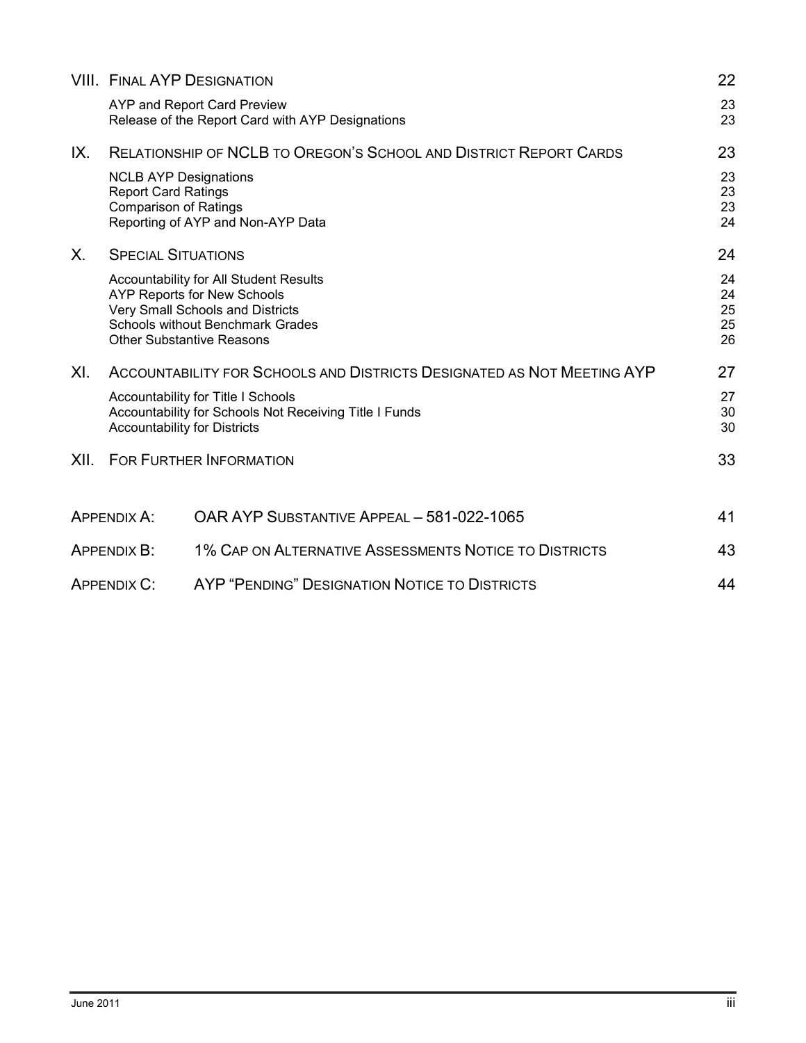| | | |
|---|---|---|
| VIII. | FINAL AYP DESIGNATION | 22 |
| | AYP and Report Card Preview | 23 |
| | Release of the Report Card with AYP Designations | 23 |
| IX. | RELATIONSHIP OF NCLB TO OREGON'S SCHOOL AND DISTRICT REPORT CARDS | 23 |
| | NCLB AYP Designations | 23 |
| | Report Card Ratings | 23 |
| | Comparison of Ratings | 23 |
| | Reporting of AYP and Non-AYP Data | 24 |
| X. | SPECIAL SITUATIONS | 24 |
| | Accountability for All Student Results | 24 |
| | AYP Reports for New Schools | 24 |
| | Very Small Schools and Districts | 25 |
| | Schools without Benchmark Grades | 25 |
| | Other Substantive Reasons | 26 |
| XI. | ACCOUNTABILITY FOR SCHOOLS AND DISTRICTS DESIGNATED AS NOT MEETING AYP | 27 |
| | Accountability for Title I Schools | 27 |
| | Accountability for Schools Not Receiving Title I Funds | 30 |
| | Accountability for Districts | 30 |
| XII. | FOR FURTHER INFORMATION | 33 |
| APPENDIX A: | OAR AYP SUBSTANTIVE APPEAL – 581-022-1065 | 41 |
| APPENDIX B: | 1% CAP ON ALTERNATIVE ASSESSMENTS NOTICE TO DISTRICTS | 43 |
| APPENDIX C: | AYP "PENDING" DESIGNATION NOTICE TO DISTRICTS | 44 |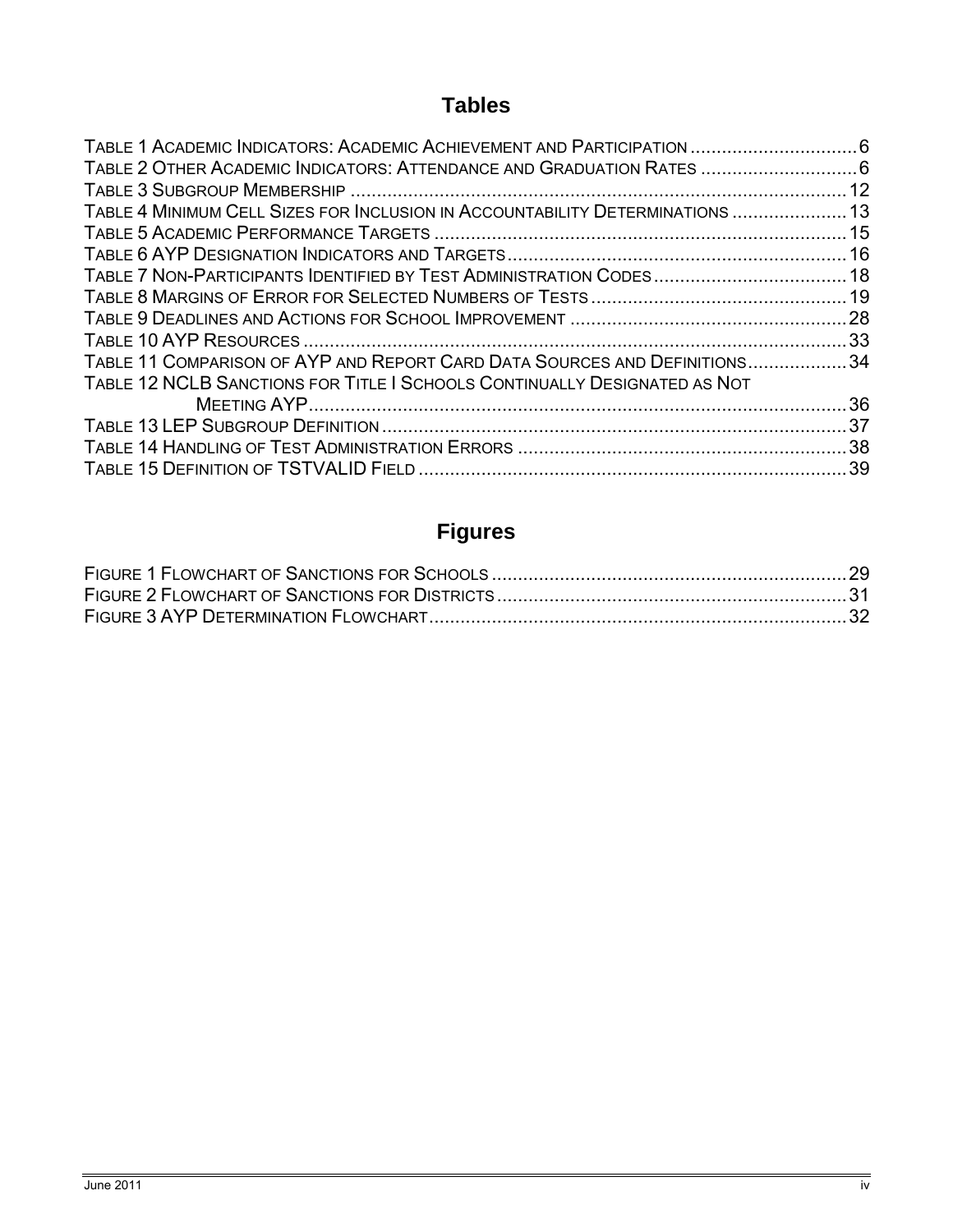## Tables

TABLE 1 ACADEMIC INDICATORS: ACADEMIC ACHIEVEMENT AND PARTICIPATION ................................ 6
TABLE 2 OTHER ACADEMIC INDICATORS: ATTENDANCE AND GRADUATION RATES .............................. 6
TABLE 3 SUBGROUP MEMBERSHIP ................................................................................................ 12
TABLE 4 MINIMUM CELL SIZES FOR INCLUSION IN ACCOUNTABILITY DETERMINATIONS ...................... 13
TABLE 5 ACADEMIC PERFORMANCE TARGETS ............................................................................... 15
TABLE 6 AYP DESIGNATION INDICATORS AND TARGETS ................................................................. 16
TABLE 7 NON-PARTICIPANTS IDENTIFIED BY TEST ADMINISTRATION CODES ..................................... 18
TABLE 8 MARGINS OF ERROR FOR SELECTED NUMBERS OF TESTS ................................................. 19
TABLE 9 DEADLINES AND ACTIONS FOR SCHOOL IMPROVEMENT ..................................................... 28
TABLE 10 AYP RESOURCES ......................................................................................................... 33
TABLE 11 COMPARISON OF AYP AND REPORT CARD DATA SOURCES AND DEFINITIONS ................... 34
TABLE 12 NCLB SANCTIONS FOR TITLE I SCHOOLS CONTINUALLY DESIGNATED AS NOT MEETING AYP ......................................................................................................... 36
TABLE 13 LEP SUBGROUP DEFINITION ......................................................................................... 37
TABLE 14 HANDLING OF TEST ADMINISTRATION ERRORS ............................................................... 38
TABLE 15 DEFINITION OF TSTVALID FIELD .................................................................................. 39

## Figures

FIGURE 1 FLOWCHART OF SANCTIONS FOR SCHOOLS .................................................................... 29
FIGURE 2 FLOWCHART OF SANCTIONS FOR DISTRICTS ................................................................... 31
FIGURE 3 AYP DETERMINATION FLOWCHART ................................................................................ 32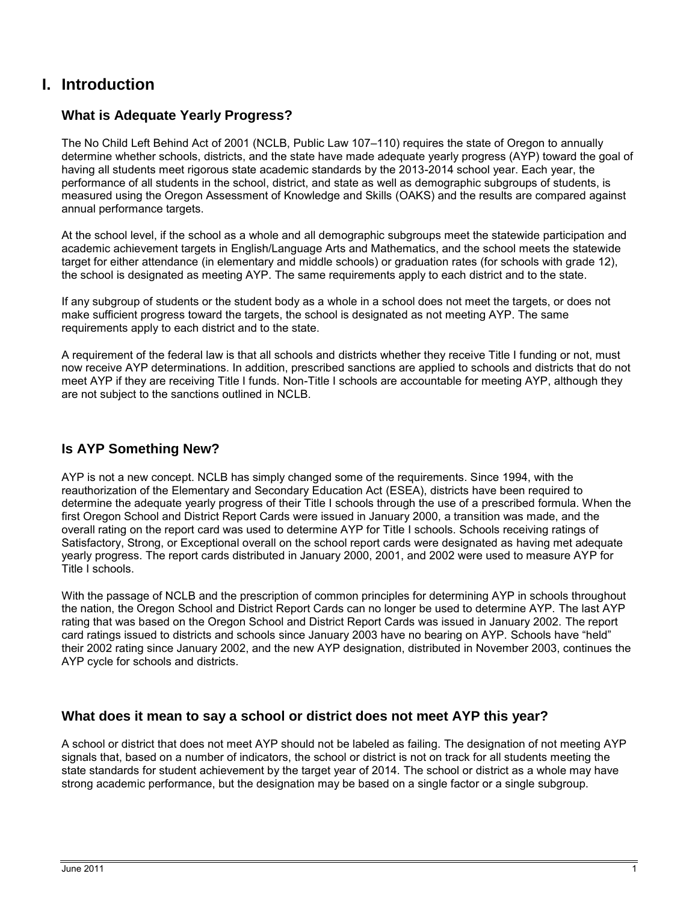# I. Introduction

## What is Adequate Yearly Progress?

The No Child Left Behind Act of 2001 (NCLB, Public Law 107–110) requires the state of Oregon to annually determine whether schools, districts, and the state have made adequate yearly progress (AYP) toward the goal of having all students meet rigorous state academic standards by the 2013-2014 school year. Each year, the performance of all students in the school, district, and state as well as demographic subgroups of students, is measured using the Oregon Assessment of Knowledge and Skills (OAKS) and the results are compared against annual performance targets.

At the school level, if the school as a whole and all demographic subgroups meet the statewide participation and academic achievement targets in English/Language Arts and Mathematics, and the school meets the statewide target for either attendance (in elementary and middle schools) or graduation rates (for schools with grade 12), the school is designated as meeting AYP. The same requirements apply to each district and to the state.

If any subgroup of students or the student body as a whole in a school does not meet the targets, or does not make sufficient progress toward the targets, the school is designated as not meeting AYP. The same requirements apply to each district and to the state.

A requirement of the federal law is that all schools and districts whether they receive Title I funding or not, must now receive AYP determinations. In addition, prescribed sanctions are applied to schools and districts that do not meet AYP if they are receiving Title I funds. Non-Title I schools are accountable for meeting AYP, although they are not subject to the sanctions outlined in NCLB.

## Is AYP Something New?

AYP is not a new concept. NCLB has simply changed some of the requirements. Since 1994, with the reauthorization of the Elementary and Secondary Education Act (ESEA), districts have been required to determine the adequate yearly progress of their Title I schools through the use of a prescribed formula. When the first Oregon School and District Report Cards were issued in January 2000, a transition was made, and the overall rating on the report card was used to determine AYP for Title I schools. Schools receiving ratings of Satisfactory, Strong, or Exceptional overall on the school report cards were designated as having met adequate yearly progress. The report cards distributed in January 2000, 2001, and 2002 were used to measure AYP for Title I schools.

With the passage of NCLB and the prescription of common principles for determining AYP in schools throughout the nation, the Oregon School and District Report Cards can no longer be used to determine AYP. The last AYP rating that was based on the Oregon School and District Report Cards was issued in January 2002. The report card ratings issued to districts and schools since January 2003 have no bearing on AYP. Schools have "held" their 2002 rating since January 2002, and the new AYP designation, distributed in November 2003, continues the AYP cycle for schools and districts.

## What does it mean to say a school or district does not meet AYP this year?

A school or district that does not meet AYP should not be labeled as failing. The designation of not meeting AYP signals that, based on a number of indicators, the school or district is not on track for all students meeting the state standards for student achievement by the target year of 2014. The school or district as a whole may have strong academic performance, but the designation may be based on a single factor or a single subgroup.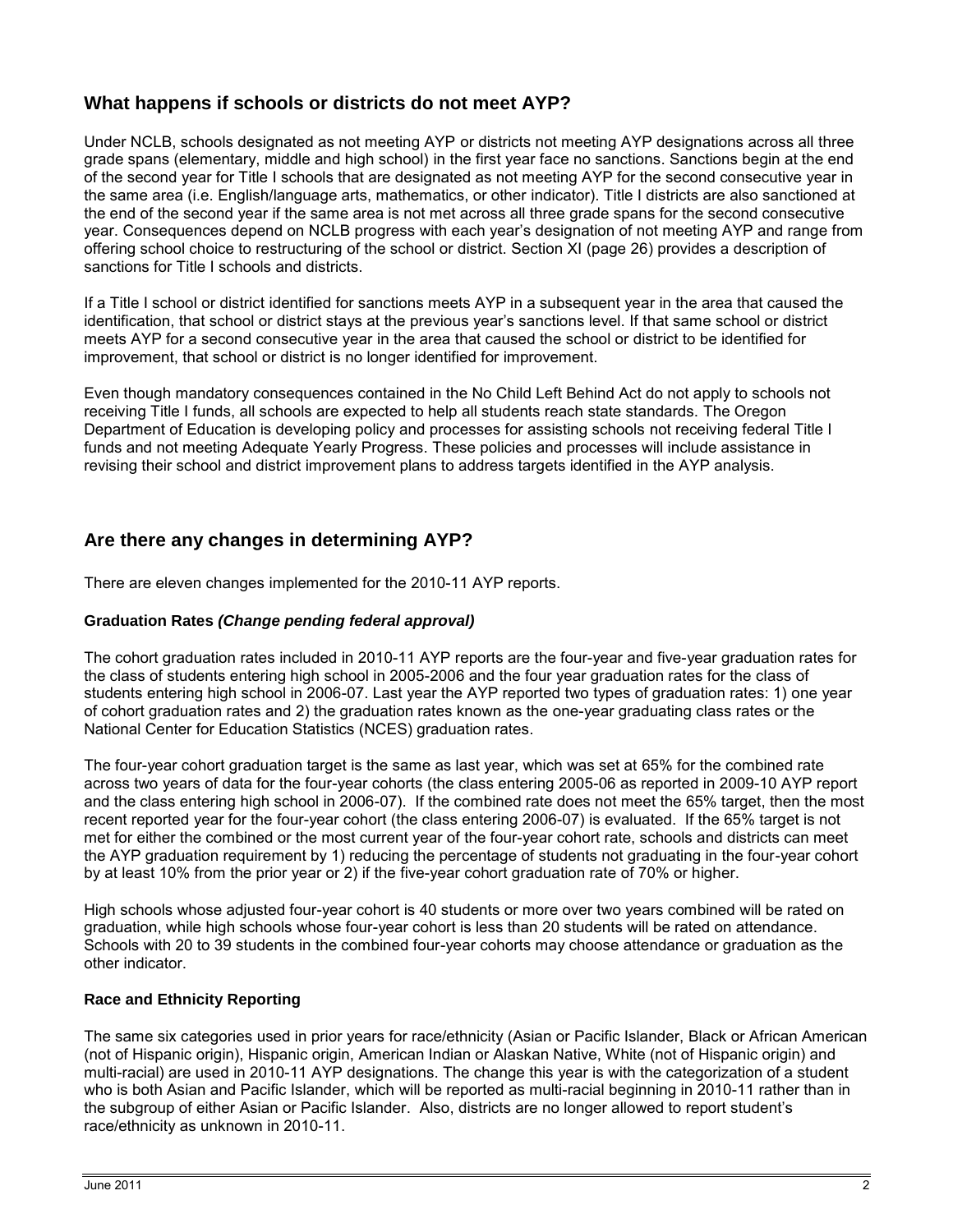## What happens if schools or districts do not meet AYP?

Under NCLB, schools designated as not meeting AYP or districts not meeting AYP designations across all three grade spans (elementary, middle and high school) in the first year face no sanctions. Sanctions begin at the end of the second year for Title I schools that are designated as not meeting AYP for the second consecutive year in the same area (i.e. English/language arts, mathematics, or other indicator). Title I districts are also sanctioned at the end of the second year if the same area is not met across all three grade spans for the second consecutive year. Consequences depend on NCLB progress with each year's designation of not meeting AYP and range from offering school choice to restructuring of the school or district. Section XI (page 26) provides a description of sanctions for Title I schools and districts.

If a Title I school or district identified for sanctions meets AYP in a subsequent year in the area that caused the identification, that school or district stays at the previous year's sanctions level. If that same school or district meets AYP for a second consecutive year in the area that caused the school or district to be identified for improvement, that school or district is no longer identified for improvement.

Even though mandatory consequences contained in the No Child Left Behind Act do not apply to schools not receiving Title I funds, all schools are expected to help all students reach state standards. The Oregon Department of Education is developing policy and processes for assisting schools not receiving federal Title I funds and not meeting Adequate Yearly Progress. These policies and processes will include assistance in revising their school and district improvement plans to address targets identified in the AYP analysis.

## Are there any changes in determining AYP?

There are eleven changes implemented for the 2010-11 AYP reports.

### Graduation Rates *(Change pending federal approval)*

The cohort graduation rates included in 2010-11 AYP reports are the four-year and five-year graduation rates for the class of students entering high school in 2005-2006 and the four year graduation rates for the class of students entering high school in 2006-07. Last year the AYP reported two types of graduation rates: 1) one year of cohort graduation rates and 2) the graduation rates known as the one-year graduating class rates or the National Center for Education Statistics (NCES) graduation rates.

The four-year cohort graduation target is the same as last year, which was set at 65% for the combined rate across two years of data for the four-year cohorts (the class entering 2005-06 as reported in 2009-10 AYP report and the class entering high school in 2006-07). If the combined rate does not meet the 65% target, then the most recent reported year for the four-year cohort (the class entering 2006-07) is evaluated. If the 65% target is not met for either the combined or the most current year of the four-year cohort rate, schools and districts can meet the AYP graduation requirement by 1) reducing the percentage of students not graduating in the four-year cohort by at least 10% from the prior year or 2) if the five-year cohort graduation rate of 70% or higher.

High schools whose adjusted four-year cohort is 40 students or more over two years combined will be rated on graduation, while high schools whose four-year cohort is less than 20 students will be rated on attendance. Schools with 20 to 39 students in the combined four-year cohorts may choose attendance or graduation as the other indicator.

### Race and Ethnicity Reporting

The same six categories used in prior years for race/ethnicity (Asian or Pacific Islander, Black or African American (not of Hispanic origin), Hispanic origin, American Indian or Alaskan Native, White (not of Hispanic origin) and multi-racial) are used in 2010-11 AYP designations. The change this year is with the categorization of a student who is both Asian and Pacific Islander, which will be reported as multi-racial beginning in 2010-11 rather than in the subgroup of either Asian or Pacific Islander. Also, districts are no longer allowed to report student's race/ethnicity as unknown in 2010-11.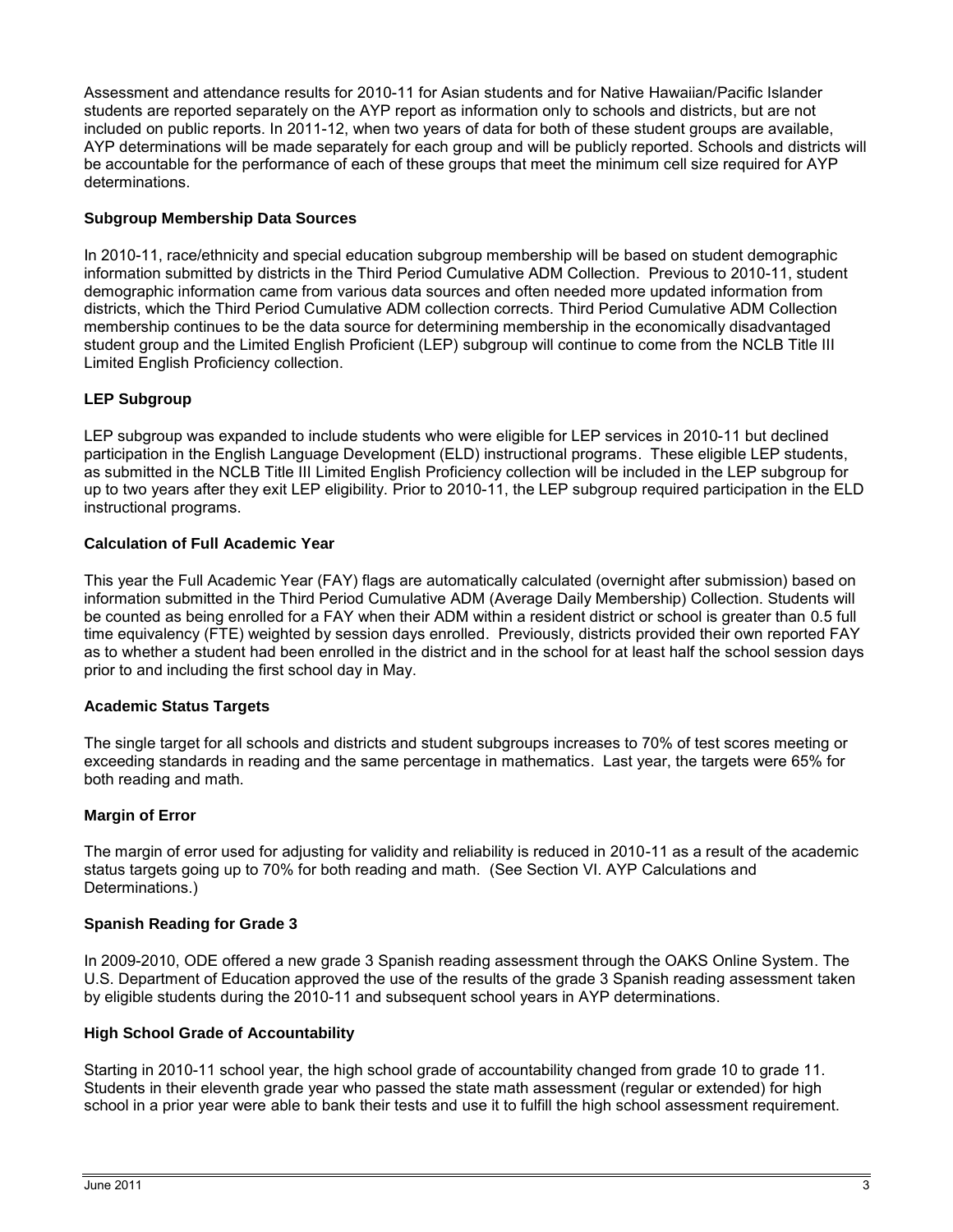Assessment and attendance results for 2010-11 for Asian students and for Native Hawaiian/Pacific Islander students are reported separately on the AYP report as information only to schools and districts, but are not included on public reports. In 2011-12, when two years of data for both of these student groups are available, AYP determinations will be made separately for each group and will be publicly reported. Schools and districts will be accountable for the performance of each of these groups that meet the minimum cell size required for AYP determinations.

### Subgroup Membership Data Sources

In 2010-11, race/ethnicity and special education subgroup membership will be based on student demographic information submitted by districts in the Third Period Cumulative ADM Collection. Previous to 2010-11, student demographic information came from various data sources and often needed more updated information from districts, which the Third Period Cumulative ADM collection corrects. Third Period Cumulative ADM Collection membership continues to be the data source for determining membership in the economically disadvantaged student group and the Limited English Proficient (LEP) subgroup will continue to come from the NCLB Title III Limited English Proficiency collection.

### LEP Subgroup

LEP subgroup was expanded to include students who were eligible for LEP services in 2010-11 but declined participation in the English Language Development (ELD) instructional programs. These eligible LEP students, as submitted in the NCLB Title III Limited English Proficiency collection will be included in the LEP subgroup for up to two years after they exit LEP eligibility. Prior to 2010-11, the LEP subgroup required participation in the ELD instructional programs.

### Calculation of Full Academic Year

This year the Full Academic Year (FAY) flags are automatically calculated (overnight after submission) based on information submitted in the Third Period Cumulative ADM (Average Daily Membership) Collection. Students will be counted as being enrolled for a FAY when their ADM within a resident district or school is greater than 0.5 full time equivalency (FTE) weighted by session days enrolled. Previously, districts provided their own reported FAY as to whether a student had been enrolled in the district and in the school for at least half the school session days prior to and including the first school day in May.

### Academic Status Targets

The single target for all schools and districts and student subgroups increases to 70% of test scores meeting or exceeding standards in reading and the same percentage in mathematics. Last year, the targets were 65% for both reading and math.

### Margin of Error

The margin of error used for adjusting for validity and reliability is reduced in 2010-11 as a result of the academic status targets going up to 70% for both reading and math. (See Section VI. AYP Calculations and Determinations.)

### Spanish Reading for Grade 3

In 2009-2010, ODE offered a new grade 3 Spanish reading assessment through the OAKS Online System. The U.S. Department of Education approved the use of the results of the grade 3 Spanish reading assessment taken by eligible students during the 2010-11 and subsequent school years in AYP determinations.

### High School Grade of Accountability

Starting in 2010-11 school year, the high school grade of accountability changed from grade 10 to grade 11. Students in their eleventh grade year who passed the state math assessment (regular or extended) for high school in a prior year were able to bank their tests and use it to fulfill the high school assessment requirement.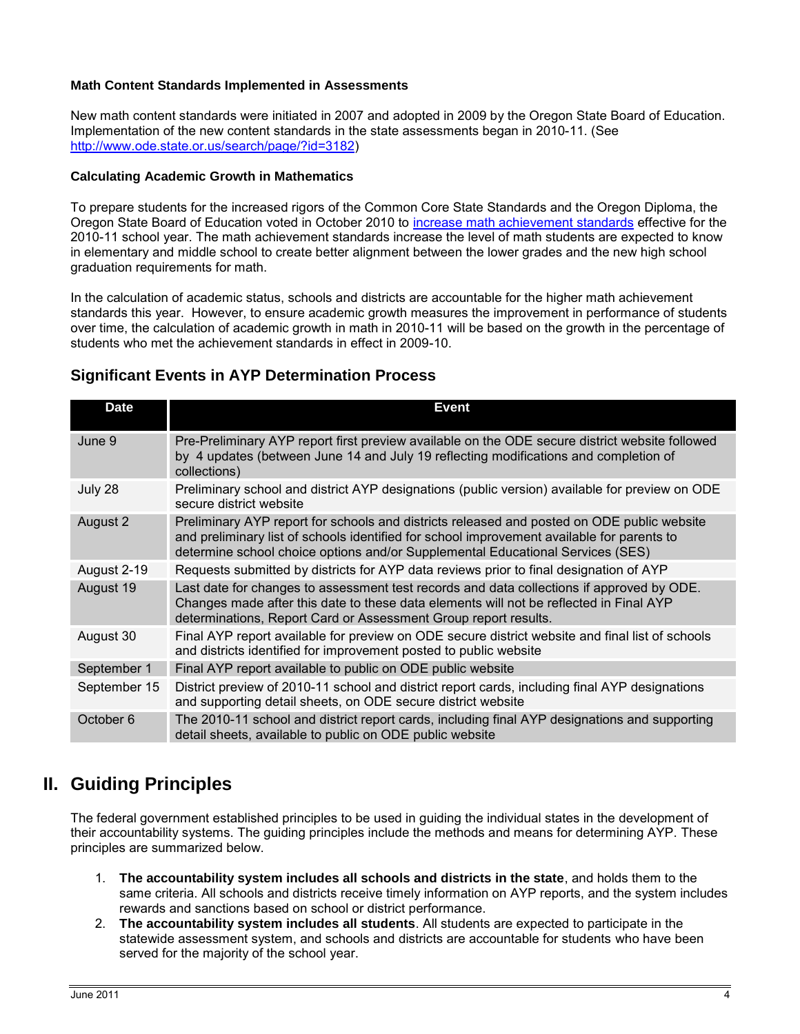### Math Content Standards Implemented in Assessments

New math content standards were initiated in 2007 and adopted in 2009 by the Oregon State Board of Education. Implementation of the new content standards in the state assessments began in 2010-11. (See http://www.ode.state.or.us/search/page/?id=3182)

### Calculating Academic Growth in Mathematics

To prepare students for the increased rigors of the Common Core State Standards and the Oregon Diploma, the Oregon State Board of Education voted in October 2010 to increase math achievement standards effective for the 2010-11 school year. The math achievement standards increase the level of math students are expected to know in elementary and middle school to create better alignment between the lower grades and the new high school graduation requirements for math.

In the calculation of academic status, schools and districts are accountable for the higher math achievement standards this year. However, to ensure academic growth measures the improvement in performance of students over time, the calculation of academic growth in math in 2010-11 will be based on the growth in the percentage of students who met the achievement standards in effect in 2009-10.

## Significant Events in AYP Determination Process

| Date | Event |
|---|---|
| June 9 | Pre-Preliminary AYP report first preview available on the ODE secure district website followed by 4 updates (between June 14 and July 19 reflecting modifications and completion of collections) |
| July 28 | Preliminary school and district AYP designations (public version) available for preview on ODE secure district website |
| August 2 | Preliminary AYP report for schools and districts released and posted on ODE public website and preliminary list of schools identified for school improvement available for parents to determine school choice options and/or Supplemental Educational Services (SES) |
| August 2-19 | Requests submitted by districts for AYP data reviews prior to final designation of AYP |
| August 19 | Last date for changes to assessment test records and data collections if approved by ODE. Changes made after this date to these data elements will not be reflected in Final AYP determinations, Report Card or Assessment Group report results. |
| August 30 | Final AYP report available for preview on ODE secure district website and final list of schools and districts identified for improvement posted to public website |
| September 1 | Final AYP report available to public on ODE public website |
| September 15 | District preview of 2010-11 school and district report cards, including final AYP designations and supporting detail sheets, on ODE secure district website |
| October 6 | The 2010-11 school and district report cards, including final AYP designations and supporting detail sheets, available to public on ODE public website |

# II. Guiding Principles

The federal government established principles to be used in guiding the individual states in the development of their accountability systems. The guiding principles include the methods and means for determining AYP. These principles are summarized below.

1. **The accountability system includes all schools and districts in the state**, and holds them to the same criteria. All schools and districts receive timely information on AYP reports, and the system includes rewards and sanctions based on school or district performance.
2. **The accountability system includes all students**. All students are expected to participate in the statewide assessment system, and schools and districts are accountable for students who have been served for the majority of the school year.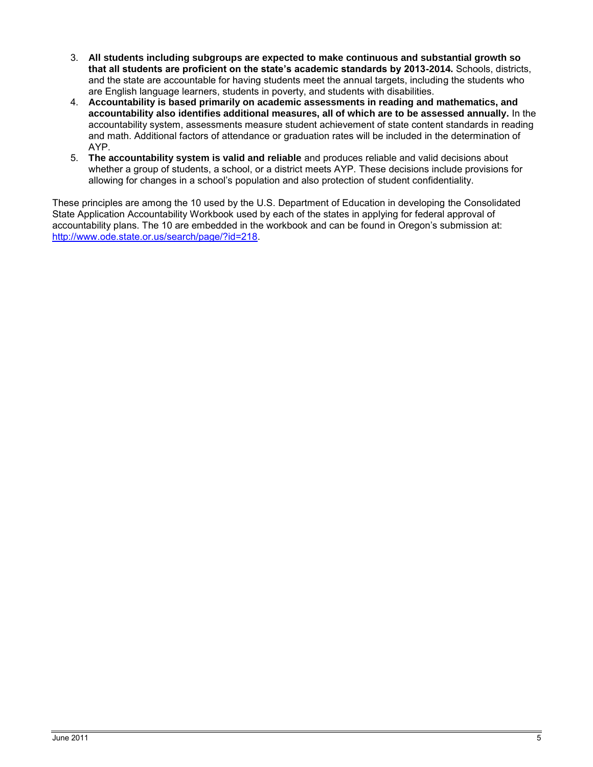3. **All students including subgroups are expected to make continuous and substantial growth so that all students are proficient on the state's academic standards by 2013-2014.** Schools, districts, and the state are accountable for having students meet the annual targets, including the students who are English language learners, students in poverty, and students with disabilities.
4. **Accountability is based primarily on academic assessments in reading and mathematics, and accountability also identifies additional measures, all of which are to be assessed annually.** In the accountability system, assessments measure student achievement of state content standards in reading and math. Additional factors of attendance or graduation rates will be included in the determination of AYP.
5. **The accountability system is valid and reliable** and produces reliable and valid decisions about whether a group of students, a school, or a district meets AYP. These decisions include provisions for allowing for changes in a school's population and also protection of student confidentiality.

These principles are among the 10 used by the U.S. Department of Education in developing the Consolidated State Application Accountability Workbook used by each of the states in applying for federal approval of accountability plans. The 10 are embedded in the workbook and can be found in Oregon's submission at: [http://www.ode.state.or.us/search/page/?id=218](http://www.ode.state.or.us/search/page/?id=218).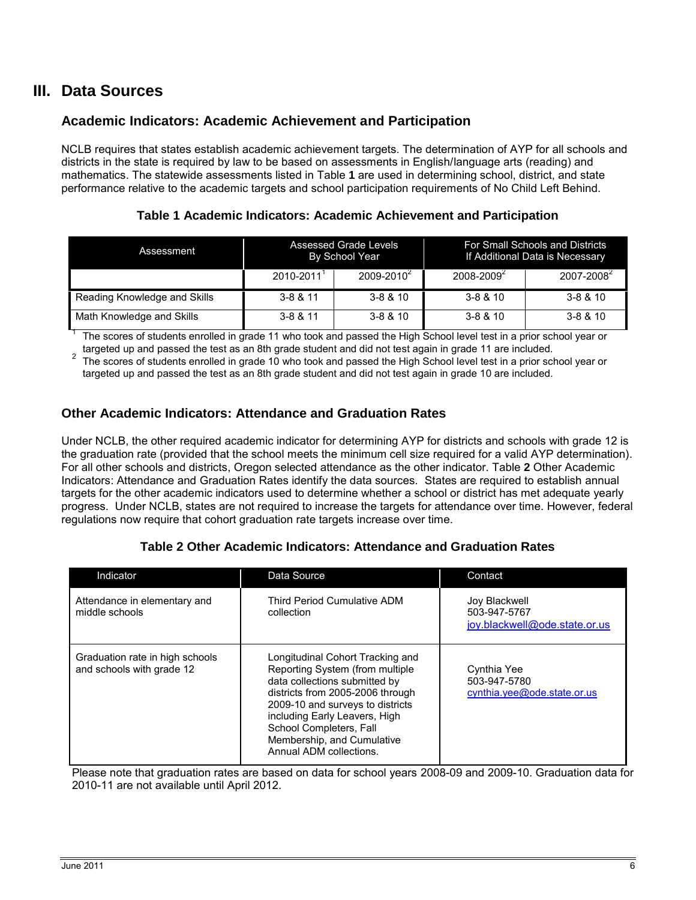## III. Data Sources

### Academic Indicators: Academic Achievement and Participation

NCLB requires that states establish academic achievement targets. The determination of AYP for all schools and districts in the state is required by law to be based on assessments in English/language arts (reading) and mathematics. The statewide assessments listed in Table **1** are used in determining school, district, and state performance relative to the academic targets and school participation requirements of No Child Left Behind.

**Table 1 Academic Indicators: Academic Achievement and Participation**

| Assessment | Assessed Grade Levels By School Year | | For Small Schools and Districts If Additional Data is Necessary | |
|---|---|---|---|---|
| | 2010-2011[1] | 2009-2010[2] | 2008-2009[2] | 2007-2008[2] |
| Reading Knowledge and Skills | 3-8 & 11 | 3-8 & 10 | 3-8 & 10 | 3-8 & 10 |
| Math Knowledge and Skills | 3-8 & 11 | 3-8 & 10 | 3-8 & 10 | 3-8 & 10 |

[1] The scores of students enrolled in grade 11 who took and passed the High School level test in a prior school year or targeted up and passed the test as an 8th grade student and did not test again in grade 11 are included.
[2] The scores of students enrolled in grade 10 who took and passed the High School level test in a prior school year or targeted up and passed the test as an 8th grade student and did not test again in grade 10 are included.

### Other Academic Indicators: Attendance and Graduation Rates

Under NCLB, the other required academic indicator for determining AYP for districts and schools with grade 12 is the graduation rate (provided that the school meets the minimum cell size required for a valid AYP determination). For all other schools and districts, Oregon selected attendance as the other indicator. Table **2** Other Academic Indicators: Attendance and Graduation Rates identify the data sources. States are required to establish annual targets for the other academic indicators used to determine whether a school or district has met adequate yearly progress. Under NCLB, states are not required to increase the targets for attendance over time. However, federal regulations now require that cohort graduation rate targets increase over time.

**Table 2 Other Academic Indicators: Attendance and Graduation Rates**

| Indicator | Data Source | Contact |
|---|---|---|
| Attendance in elementary and middle schools | Third Period Cumulative ADM collection | Joy Blackwell 503-947-5767 joy.blackwell@ode.state.or.us |
| Graduation rate in high schools and schools with grade 12 | Longitudinal Cohort Tracking and Reporting System (from multiple data collections submitted by districts from 2005-2006 through 2009-10 and surveys to districts including Early Leavers, High School Completers, Fall Membership, and Cumulative Annual ADM collections. | Cynthia Yee 503-947-5780 cynthia.yee@ode.state.or.us |

Please note that graduation rates are based on data for school years 2008-09 and 2009-10. Graduation data for 2010-11 are not available until April 2012.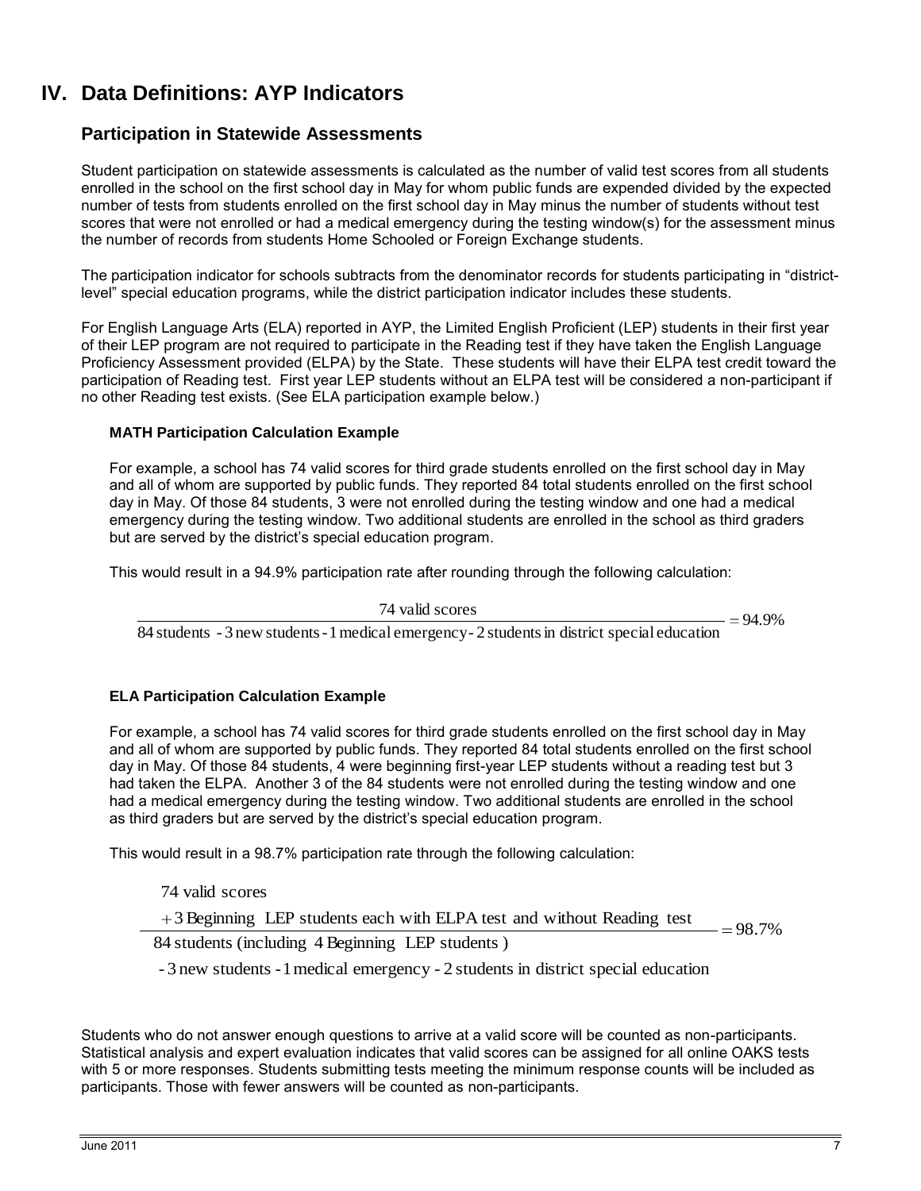# IV. Data Definitions: AYP Indicators

## Participation in Statewide Assessments

Student participation on statewide assessments is calculated as the number of valid test scores from all students enrolled in the school on the first school day in May for whom public funds are expended divided by the expected number of tests from students enrolled on the first school day in May minus the number of students without test scores that were not enrolled or had a medical emergency during the testing window(s) for the assessment minus the number of records from students Home Schooled or Foreign Exchange students.

The participation indicator for schools subtracts from the denominator records for students participating in "district-level" special education programs, while the district participation indicator includes these students.

For English Language Arts (ELA) reported in AYP, the Limited English Proficient (LEP) students in their first year of their LEP program are not required to participate in the Reading test if they have taken the English Language Proficiency Assessment provided (ELPA) by the State. These students will have their ELPA test credit toward the participation of Reading test. First year LEP students without an ELPA test will be considered a non-participant if no other Reading test exists. (See ELA participation example below.)

### MATH Participation Calculation Example

For example, a school has 74 valid scores for third grade students enrolled on the first school day in May and all of whom are supported by public funds. They reported 84 total students enrolled on the first school day in May. Of those 84 students, 3 were not enrolled during the testing window and one had a medical emergency during the testing window. Two additional students are enrolled in the school as third graders but are served by the district's special education program.

This would result in a 94.9% participation rate after rounding through the following calculation:

$$\frac{\text{74 valid scores}}{\text{84 students - 3 new students - 1 medical emergency - 2 students in district special education}} = 94.9\%$$

### ELA Participation Calculation Example

For example, a school has 74 valid scores for third grade students enrolled on the first school day in May and all of whom are supported by public funds. They reported 84 total students enrolled on the first school day in May. Of those 84 students, 4 were beginning first-year LEP students without a reading test but 3 had taken the ELPA. Another 3 of the 84 students were not enrolled during the testing window and one had a medical emergency during the testing window. Two additional students are enrolled in the school as third graders but are served by the district's special education program.

This would result in a 98.7% participation rate through the following calculation:

$$\frac{\text{74 valid scores} + \text{3 Beginning LEP students each with ELPA test and without Reading test}}{\text{84 students (including 4 Beginning LEP students) - 3 new students - 1 medical emergency - 2 students in district special education}} = 98.7\%$$

Students who do not answer enough questions to arrive at a valid score will be counted as non-participants. Statistical analysis and expert evaluation indicates that valid scores can be assigned for all online OAKS tests with 5 or more responses. Students submitting tests meeting the minimum response counts will be included as participants. Those with fewer answers will be counted as non-participants.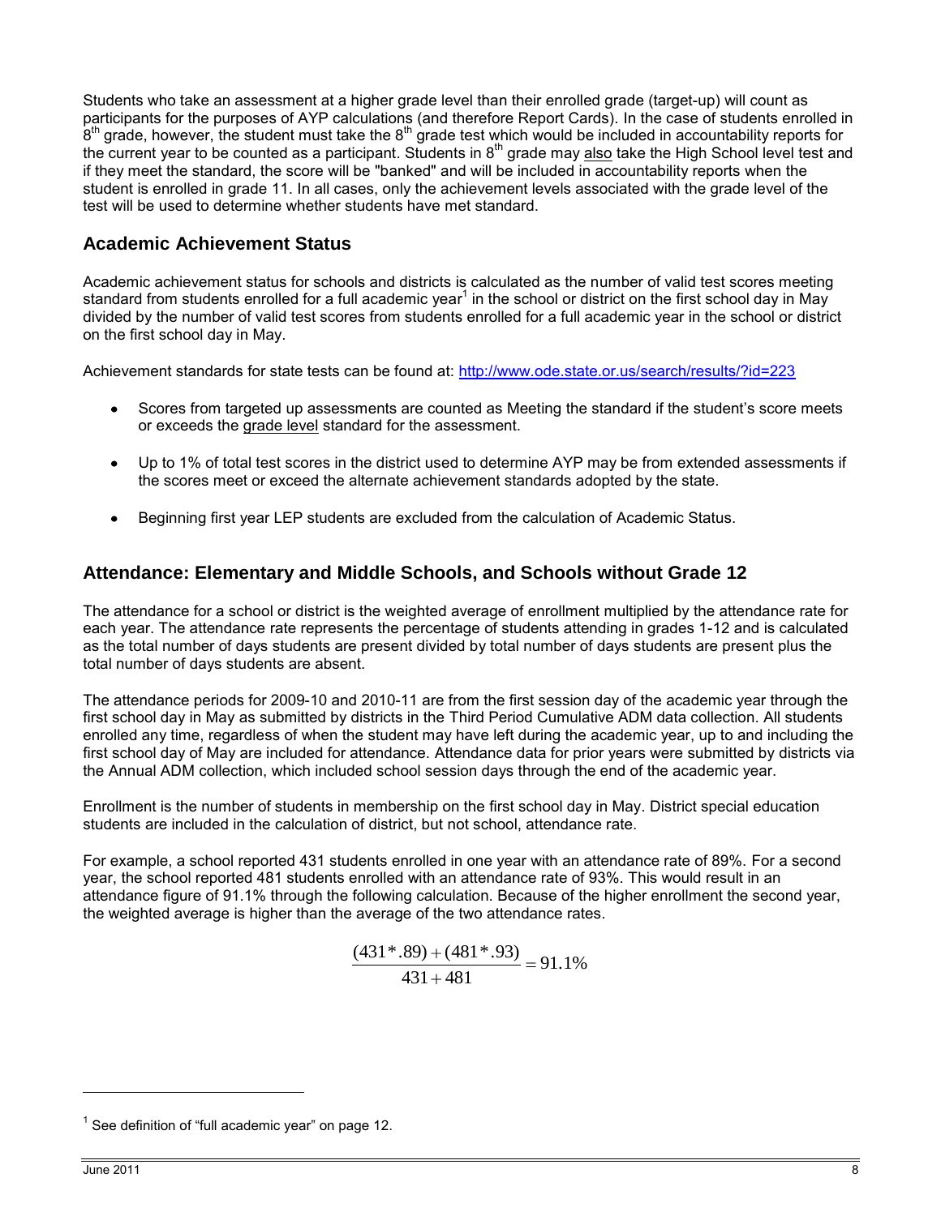Students who take an assessment at a higher grade level than their enrolled grade (target-up) will count as participants for the purposes of AYP calculations (and therefore Report Cards). In the case of students enrolled in $8^{th}$ grade, however, the student must take the $8^{th}$ grade test which would be included in accountability reports for the current year to be counted as a participant. Students in $8^{th}$ grade may also take the High School level test and if they meet the standard, the score will be "banked" and will be included in accountability reports when the student is enrolled in grade 11. In all cases, only the achievement levels associated with the grade level of the test will be used to determine whether students have met standard.

## Academic Achievement Status

Academic achievement status for schools and districts is calculated as the number of valid test scores meeting standard from students enrolled for a full academic year[1] in the school or district on the first school day in May divided by the number of valid test scores from students enrolled for a full academic year in the school or district on the first school day in May.

Achievement standards for state tests can be found at: http://www.ode.state.or.us/search/results/?id=223

- Scores from targeted up assessments are counted as Meeting the standard if the student's score meets or exceeds the grade level standard for the assessment.
- Up to 1% of total test scores in the district used to determine AYP may be from extended assessments if the scores meet or exceed the alternate achievement standards adopted by the state.
- Beginning first year LEP students are excluded from the calculation of Academic Status.

## Attendance: Elementary and Middle Schools, and Schools without Grade 12

The attendance for a school or district is the weighted average of enrollment multiplied by the attendance rate for each year. The attendance rate represents the percentage of students attending in grades 1-12 and is calculated as the total number of days students are present divided by total number of days students are present plus the total number of days students are absent.

The attendance periods for 2009-10 and 2010-11 are from the first session day of the academic year through the first school day in May as submitted by districts in the Third Period Cumulative ADM data collection. All students enrolled any time, regardless of when the student may have left during the academic year, up to and including the first school day of May are included for attendance. Attendance data for prior years were submitted by districts via the Annual ADM collection, which included school session days through the end of the academic year.

Enrollment is the number of students in membership on the first school day in May. District special education students are included in the calculation of district, but not school, attendance rate.

For example, a school reported 431 students enrolled in one year with an attendance rate of 89%. For a second year, the school reported 481 students enrolled with an attendance rate of 93%. This would result in an attendance figure of 91.1% through the following calculation. Because of the higher enrollment the second year, the weighted average is higher than the average of the two attendance rates.

$$\frac{(431*.89)+(481*.93)}{431+481}=91.1\%$$

[1] See definition of "full academic year" on page 12.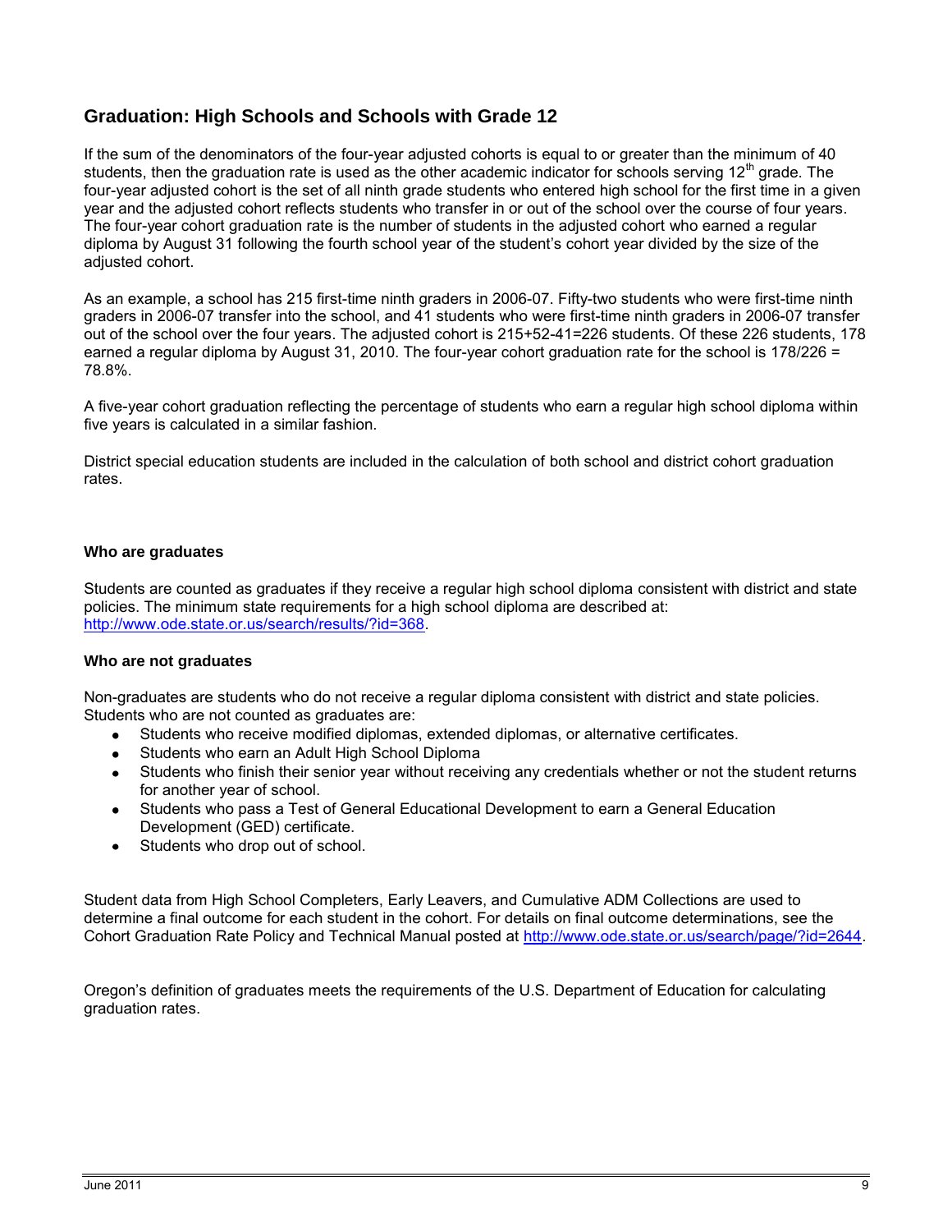## Graduation: High Schools and Schools with Grade 12

If the sum of the denominators of the four-year adjusted cohorts is equal to or greater than the minimum of 40 students, then the graduation rate is used as the other academic indicator for schools serving 12th grade. The four-year adjusted cohort is the set of all ninth grade students who entered high school for the first time in a given year and the adjusted cohort reflects students who transfer in or out of the school over the course of four years. The four-year cohort graduation rate is the number of students in the adjusted cohort who earned a regular diploma by August 31 following the fourth school year of the student's cohort year divided by the size of the adjusted cohort.

As an example, a school has 215 first-time ninth graders in 2006-07. Fifty-two students who were first-time ninth graders in 2006-07 transfer into the school, and 41 students who were first-time ninth graders in 2006-07 transfer out of the school over the four years. The adjusted cohort is 215+52-41=226 students. Of these 226 students, 178 earned a regular diploma by August 31, 2010. The four-year cohort graduation rate for the school is 178/226 = 78.8%.

A five-year cohort graduation reflecting the percentage of students who earn a regular high school diploma within five years is calculated in a similar fashion.

District special education students are included in the calculation of both school and district cohort graduation rates.

#### Who are graduates

Students are counted as graduates if they receive a regular high school diploma consistent with district and state policies. The minimum state requirements for a high school diploma are described at: http://www.ode.state.or.us/search/results/?id=368.

#### Who are not graduates

Non-graduates are students who do not receive a regular diploma consistent with district and state policies. Students who are not counted as graduates are:

- Students who receive modified diplomas, extended diplomas, or alternative certificates.
- Students who earn an Adult High School Diploma
- Students who finish their senior year without receiving any credentials whether or not the student returns for another year of school.
- Students who pass a Test of General Educational Development to earn a General Education Development (GED) certificate.
- Students who drop out of school.

Student data from High School Completers, Early Leavers, and Cumulative ADM Collections are used to determine a final outcome for each student in the cohort. For details on final outcome determinations, see the Cohort Graduation Rate Policy and Technical Manual posted at http://www.ode.state.or.us/search/page/?id=2644.

Oregon's definition of graduates meets the requirements of the U.S. Department of Education for calculating graduation rates.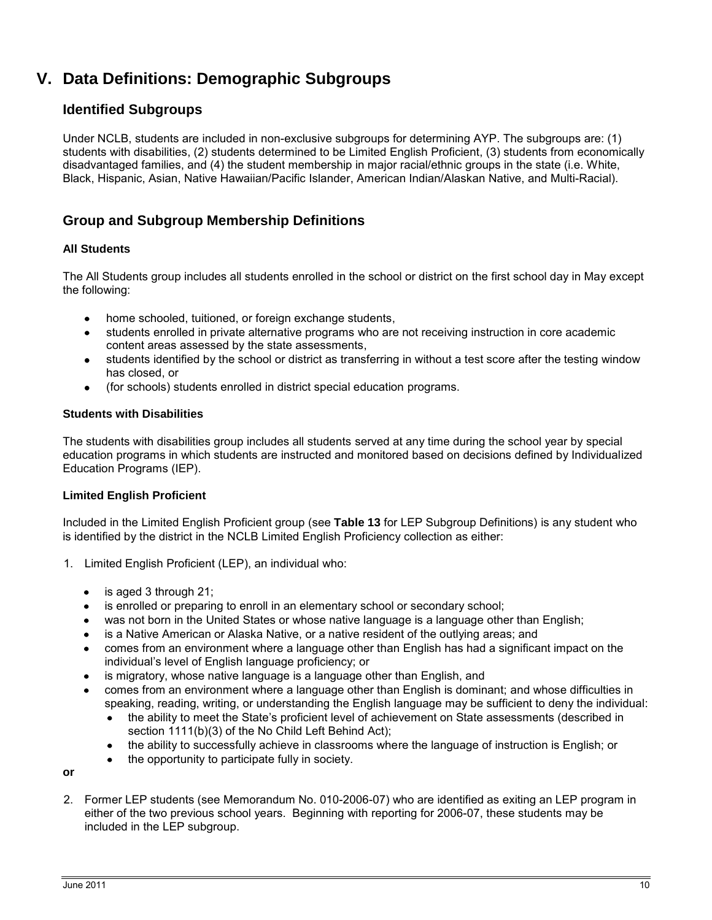# V. Data Definitions: Demographic Subgroups

## Identified Subgroups

Under NCLB, students are included in non-exclusive subgroups for determining AYP. The subgroups are: (1) students with disabilities, (2) students determined to be Limited English Proficient, (3) students from economically disadvantaged families, and (4) the student membership in major racial/ethnic groups in the state (i.e. White, Black, Hispanic, Asian, Native Hawaiian/Pacific Islander, American Indian/Alaskan Native, and Multi-Racial).

## Group and Subgroup Membership Definitions

### All Students

The All Students group includes all students enrolled in the school or district on the first school day in May except the following:

- home schooled, tuitioned, or foreign exchange students,
- students enrolled in private alternative programs who are not receiving instruction in core academic content areas assessed by the state assessments,
- students identified by the school or district as transferring in without a test score after the testing window has closed, or
- (for schools) students enrolled in district special education programs.

### Students with Disabilities

The students with disabilities group includes all students served at any time during the school year by special education programs in which students are instructed and monitored based on decisions defined by Individualized Education Programs (IEP).

### Limited English Proficient

Included in the Limited English Proficient group (see **Table 13** for LEP Subgroup Definitions) is any student who is identified by the district in the NCLB Limited English Proficiency collection as either:

1. Limited English Proficient (LEP), an individual who:
   - is aged 3 through 21;
   - is enrolled or preparing to enroll in an elementary school or secondary school;
   - was not born in the United States or whose native language is a language other than English;
   - is a Native American or Alaska Native, or a native resident of the outlying areas; and
   - comes from an environment where a language other than English has had a significant impact on the individual's level of English language proficiency; or
   - is migratory, whose native language is a language other than English, and
   - comes from an environment where a language other than English is dominant; and whose difficulties in speaking, reading, writing, or understanding the English language may be sufficient to deny the individual:
     - the ability to meet the State's proficient level of achievement on State assessments (described in section 1111(b)(3) of the No Child Left Behind Act);
     - the ability to successfully achieve in classrooms where the language of instruction is English; or
     - the opportunity to participate fully in society.

**or**

2. Former LEP students (see Memorandum No. 010-2006-07) who are identified as exiting an LEP program in either of the two previous school years. Beginning with reporting for 2006-07, these students may be included in the LEP subgroup.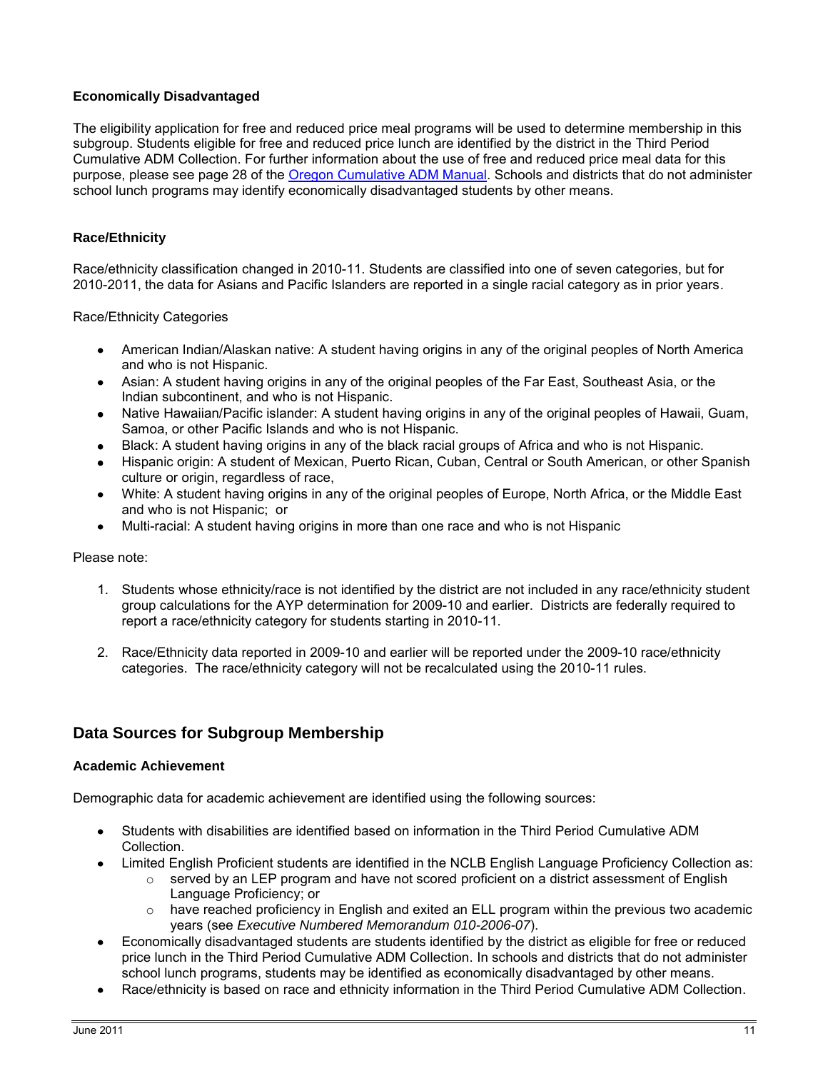### Economically Disadvantaged

The eligibility application for free and reduced price meal programs will be used to determine membership in this subgroup. Students eligible for free and reduced price lunch are identified by the district in the Third Period Cumulative ADM Collection. For further information about the use of free and reduced price meal data for this purpose, please see page 28 of the Oregon Cumulative ADM Manual. Schools and districts that do not administer school lunch programs may identify economically disadvantaged students by other means.

### Race/Ethnicity

Race/ethnicity classification changed in 2010-11. Students are classified into one of seven categories, but for 2010-2011, the data for Asians and Pacific Islanders are reported in a single racial category as in prior years.

Race/Ethnicity Categories

- American Indian/Alaskan native: A student having origins in any of the original peoples of North America and who is not Hispanic.
- Asian: A student having origins in any of the original peoples of the Far East, Southeast Asia, or the Indian subcontinent, and who is not Hispanic.
- Native Hawaiian/Pacific islander: A student having origins in any of the original peoples of Hawaii, Guam, Samoa, or other Pacific Islands and who is not Hispanic.
- Black: A student having origins in any of the black racial groups of Africa and who is not Hispanic.
- Hispanic origin: A student of Mexican, Puerto Rican, Cuban, Central or South American, or other Spanish culture or origin, regardless of race,
- White: A student having origins in any of the original peoples of Europe, North Africa, or the Middle East and who is not Hispanic; or
- Multi-racial: A student having origins in more than one race and who is not Hispanic

Please note:

1. Students whose ethnicity/race is not identified by the district are not included in any race/ethnicity student group calculations for the AYP determination for 2009-10 and earlier. Districts are federally required to report a race/ethnicity category for students starting in 2010-11.
2. Race/Ethnicity data reported in 2009-10 and earlier will be reported under the 2009-10 race/ethnicity categories. The race/ethnicity category will not be recalculated using the 2010-11 rules.

## Data Sources for Subgroup Membership

### Academic Achievement

Demographic data for academic achievement are identified using the following sources:

- Students with disabilities are identified based on information in the Third Period Cumulative ADM Collection.
- Limited English Proficient students are identified in the NCLB English Language Proficiency Collection as:
  - served by an LEP program and have not scored proficient on a district assessment of English Language Proficiency; or
  - have reached proficiency in English and exited an ELL program within the previous two academic years (see *Executive Numbered Memorandum 010-2006-07*).
- Economically disadvantaged students are students identified by the district as eligible for free or reduced price lunch in the Third Period Cumulative ADM Collection. In schools and districts that do not administer school lunch programs, students may be identified as economically disadvantaged by other means.
- Race/ethnicity is based on race and ethnicity information in the Third Period Cumulative ADM Collection.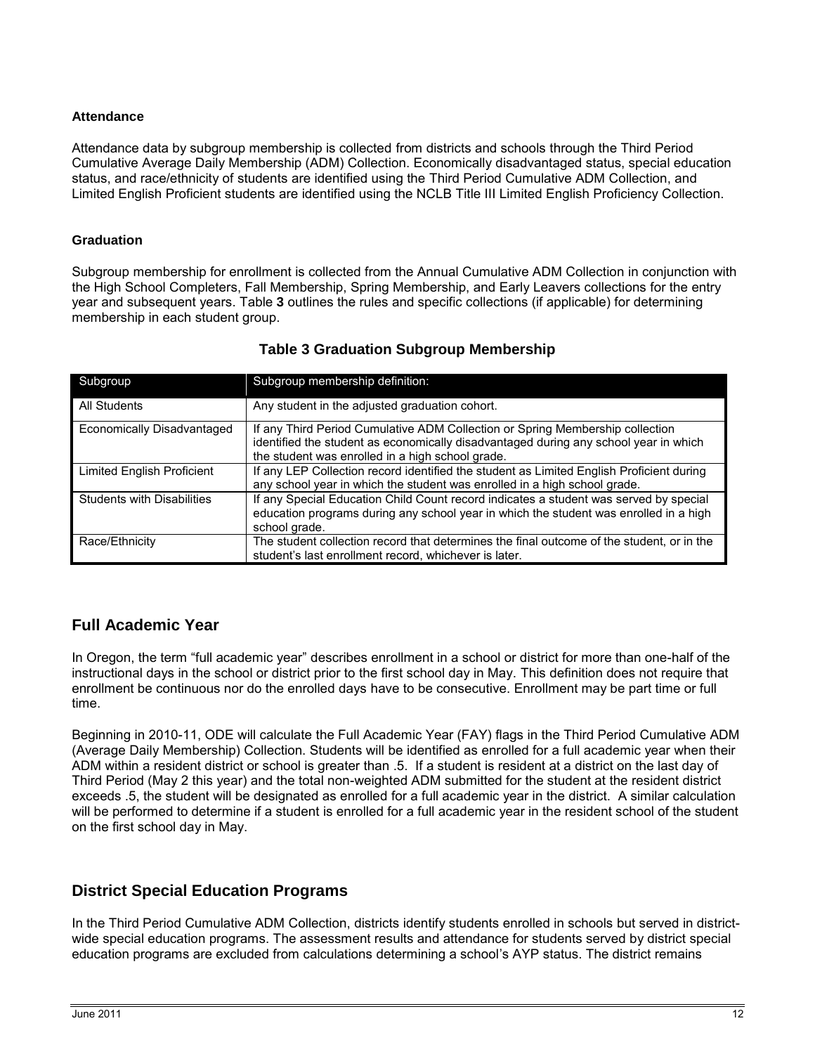### Attendance

Attendance data by subgroup membership is collected from districts and schools through the Third Period Cumulative Average Daily Membership (ADM) Collection. Economically disadvantaged status, special education status, and race/ethnicity of students are identified using the Third Period Cumulative ADM Collection, and Limited English Proficient students are identified using the NCLB Title III Limited English Proficiency Collection.

### Graduation

Subgroup membership for enrollment is collected from the Annual Cumulative ADM Collection in conjunction with the High School Completers, Fall Membership, Spring Membership, and Early Leavers collections for the entry year and subsequent years. Table **3** outlines the rules and specific collections (if applicable) for determining membership in each student group.

**Table 3 Graduation Subgroup Membership**

| Subgroup | Subgroup membership definition: |
|---|---|
| All Students | Any student in the adjusted graduation cohort. |
| Economically Disadvantaged | If any Third Period Cumulative ADM Collection or Spring Membership collection identified the student as economically disadvantaged during any school year in which the student was enrolled in a high school grade. |
| Limited English Proficient | If any LEP Collection record identified the student as Limited English Proficient during any school year in which the student was enrolled in a high school grade. |
| Students with Disabilities | If any Special Education Child Count record indicates a student was served by special education programs during any school year in which the student was enrolled in a high school grade. |
| Race/Ethnicity | The student collection record that determines the final outcome of the student, or in the student's last enrollment record, whichever is later. |

## Full Academic Year

In Oregon, the term "full academic year" describes enrollment in a school or district for more than one-half of the instructional days in the school or district prior to the first school day in May. This definition does not require that enrollment be continuous nor do the enrolled days have to be consecutive. Enrollment may be part time or full time.

Beginning in 2010-11, ODE will calculate the Full Academic Year (FAY) flags in the Third Period Cumulative ADM (Average Daily Membership) Collection. Students will be identified as enrolled for a full academic year when their ADM within a resident district or school is greater than .5. If a student is resident at a district on the last day of Third Period (May 2 this year) and the total non-weighted ADM submitted for the student at the resident district exceeds .5, the student will be designated as enrolled for a full academic year in the district. A similar calculation will be performed to determine if a student is enrolled for a full academic year in the resident school of the student on the first school day in May.

## District Special Education Programs

In the Third Period Cumulative ADM Collection, districts identify students enrolled in schools but served in district-wide special education programs. The assessment results and attendance for students served by district special education programs are excluded from calculations determining a school's AYP status. The district remains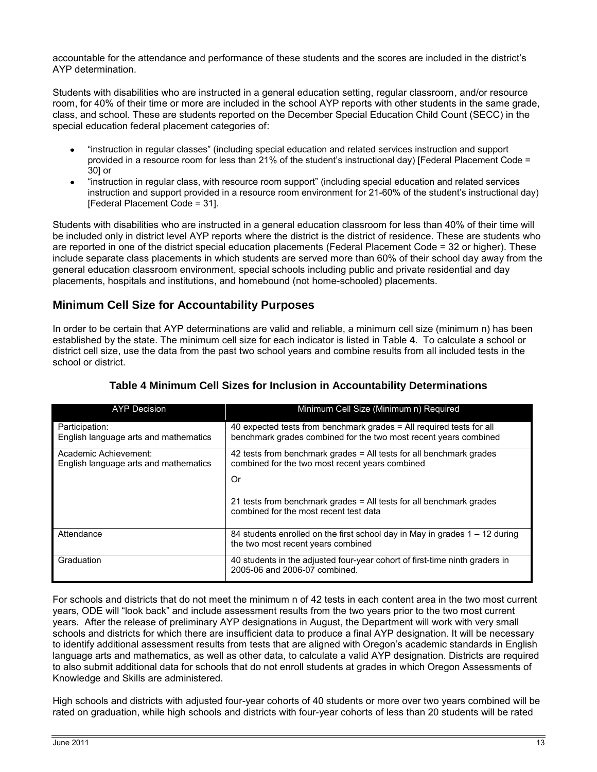accountable for the attendance and performance of these students and the scores are included in the district's AYP determination.

Students with disabilities who are instructed in a general education setting, regular classroom, and/or resource room, for 40% of their time or more are included in the school AYP reports with other students in the same grade, class, and school. These are students reported on the December Special Education Child Count (SECC) in the special education federal placement categories of:

- "instruction in regular classes" (including special education and related services instruction and support provided in a resource room for less than 21% of the student's instructional day) [Federal Placement Code = 30] or
- "instruction in regular class, with resource room support" (including special education and related services instruction and support provided in a resource room environment for 21-60% of the student's instructional day) [Federal Placement Code = 31].

Students with disabilities who are instructed in a general education classroom for less than 40% of their time will be included only in district level AYP reports where the district is the district of residence. These are students who are reported in one of the district special education placements (Federal Placement Code = 32 or higher). These include separate class placements in which students are served more than 60% of their school day away from the general education classroom environment, special schools including public and private residential and day placements, hospitals and institutions, and homebound (not home-schooled) placements.

## Minimum Cell Size for Accountability Purposes

In order to be certain that AYP determinations are valid and reliable, a minimum cell size (minimum n) has been established by the state. The minimum cell size for each indicator is listed in Table **4**. To calculate a school or district cell size, use the data from the past two school years and combine results from all included tests in the school or district.

**Table 4 Minimum Cell Sizes for Inclusion in Accountability Determinations**

| AYP Decision | Minimum Cell Size (Minimum n) Required |
|---|---|
| Participation: English language arts and mathematics | 40 expected tests from benchmark grades = All required tests for all benchmark grades combined for the two most recent years combined |
| Academic Achievement: English language arts and mathematics | 42 tests from benchmark grades = All tests for all benchmark grades combined for the two most recent years combined<br><br>Or<br><br>21 tests from benchmark grades = All tests for all benchmark grades combined for the most recent test data |
| Attendance | 84 students enrolled on the first school day in May in grades 1 – 12 during the two most recent years combined |
| Graduation | 40 students in the adjusted four-year cohort of first-time ninth graders in 2005-06 and 2006-07 combined. |

For schools and districts that do not meet the minimum n of 42 tests in each content area in the two most current years, ODE will "look back" and include assessment results from the two years prior to the two most current years. After the release of preliminary AYP designations in August, the Department will work with very small schools and districts for which there are insufficient data to produce a final AYP designation. It will be necessary to identify additional assessment results from tests that are aligned with Oregon's academic standards in English language arts and mathematics, as well as other data, to calculate a valid AYP designation. Districts are required to also submit additional data for schools that do not enroll students at grades in which Oregon Assessments of Knowledge and Skills are administered.

High schools and districts with adjusted four-year cohorts of 40 students or more over two years combined will be rated on graduation, while high schools and districts with four-year cohorts of less than 20 students will be rated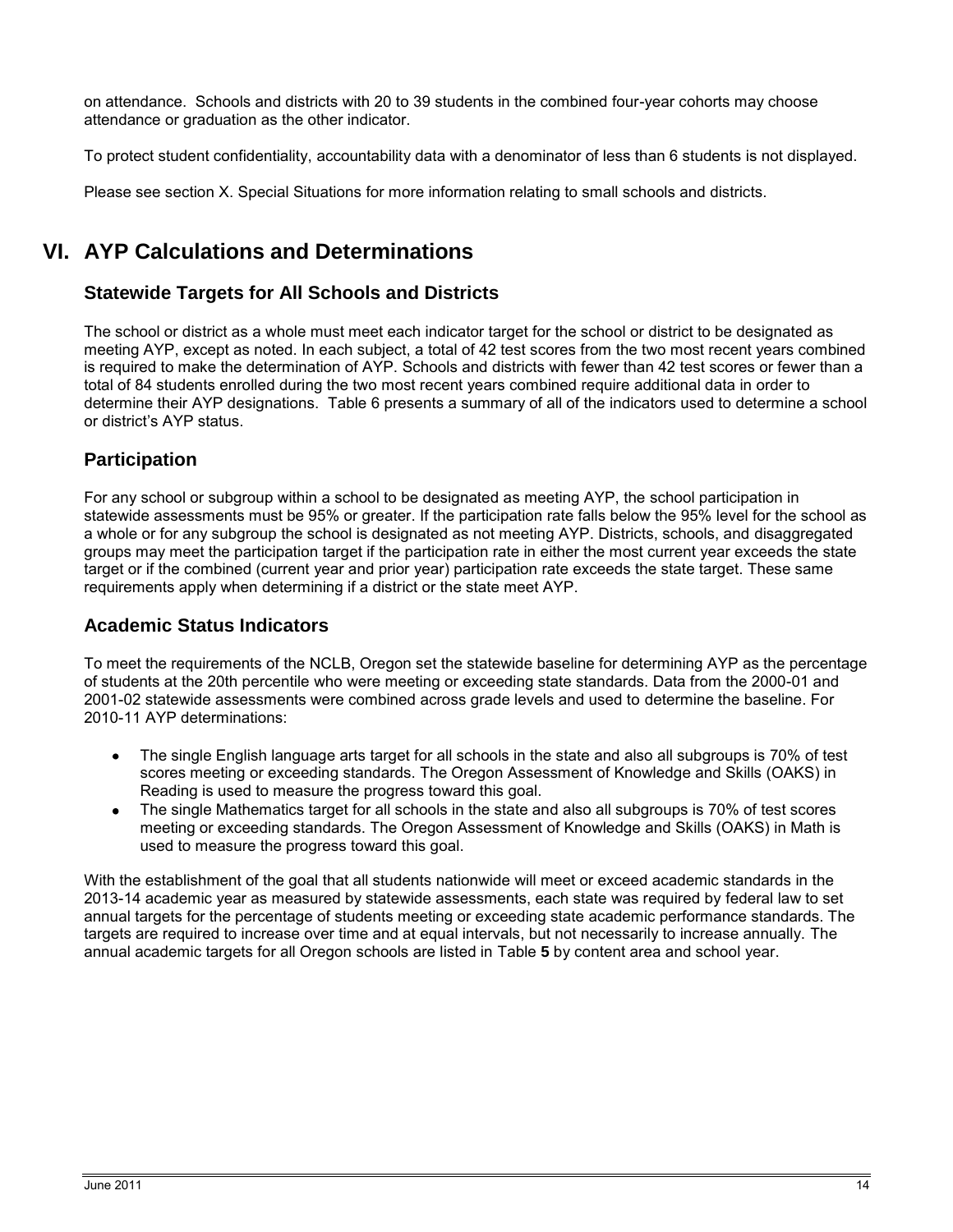on attendance. Schools and districts with 20 to 39 students in the combined four-year cohorts may choose attendance or graduation as the other indicator.

To protect student confidentiality, accountability data with a denominator of less than 6 students is not displayed.

Please see section X. Special Situations for more information relating to small schools and districts.

# VI. AYP Calculations and Determinations

## Statewide Targets for All Schools and Districts

The school or district as a whole must meet each indicator target for the school or district to be designated as meeting AYP, except as noted. In each subject, a total of 42 test scores from the two most recent years combined is required to make the determination of AYP. Schools and districts with fewer than 42 test scores or fewer than a total of 84 students enrolled during the two most recent years combined require additional data in order to determine their AYP designations. Table 6 presents a summary of all of the indicators used to determine a school or district's AYP status.

## Participation

For any school or subgroup within a school to be designated as meeting AYP, the school participation in statewide assessments must be 95% or greater. If the participation rate falls below the 95% level for the school as a whole or for any subgroup the school is designated as not meeting AYP. Districts, schools, and disaggregated groups may meet the participation target if the participation rate in either the most current year exceeds the state target or if the combined (current year and prior year) participation rate exceeds the state target. These same requirements apply when determining if a district or the state meet AYP.

## Academic Status Indicators

To meet the requirements of the NCLB, Oregon set the statewide baseline for determining AYP as the percentage of students at the 20th percentile who were meeting or exceeding state standards. Data from the 2000-01 and 2001-02 statewide assessments were combined across grade levels and used to determine the baseline. For 2010-11 AYP determinations:

- The single English language arts target for all schools in the state and also all subgroups is 70% of test scores meeting or exceeding standards. The Oregon Assessment of Knowledge and Skills (OAKS) in Reading is used to measure the progress toward this goal.
- The single Mathematics target for all schools in the state and also all subgroups is 70% of test scores meeting or exceeding standards. The Oregon Assessment of Knowledge and Skills (OAKS) in Math is used to measure the progress toward this goal.

With the establishment of the goal that all students nationwide will meet or exceed academic standards in the 2013-14 academic year as measured by statewide assessments, each state was required by federal law to set annual targets for the percentage of students meeting or exceeding state academic performance standards. The targets are required to increase over time and at equal intervals, but not necessarily to increase annually. The annual academic targets for all Oregon schools are listed in Table **5** by content area and school year.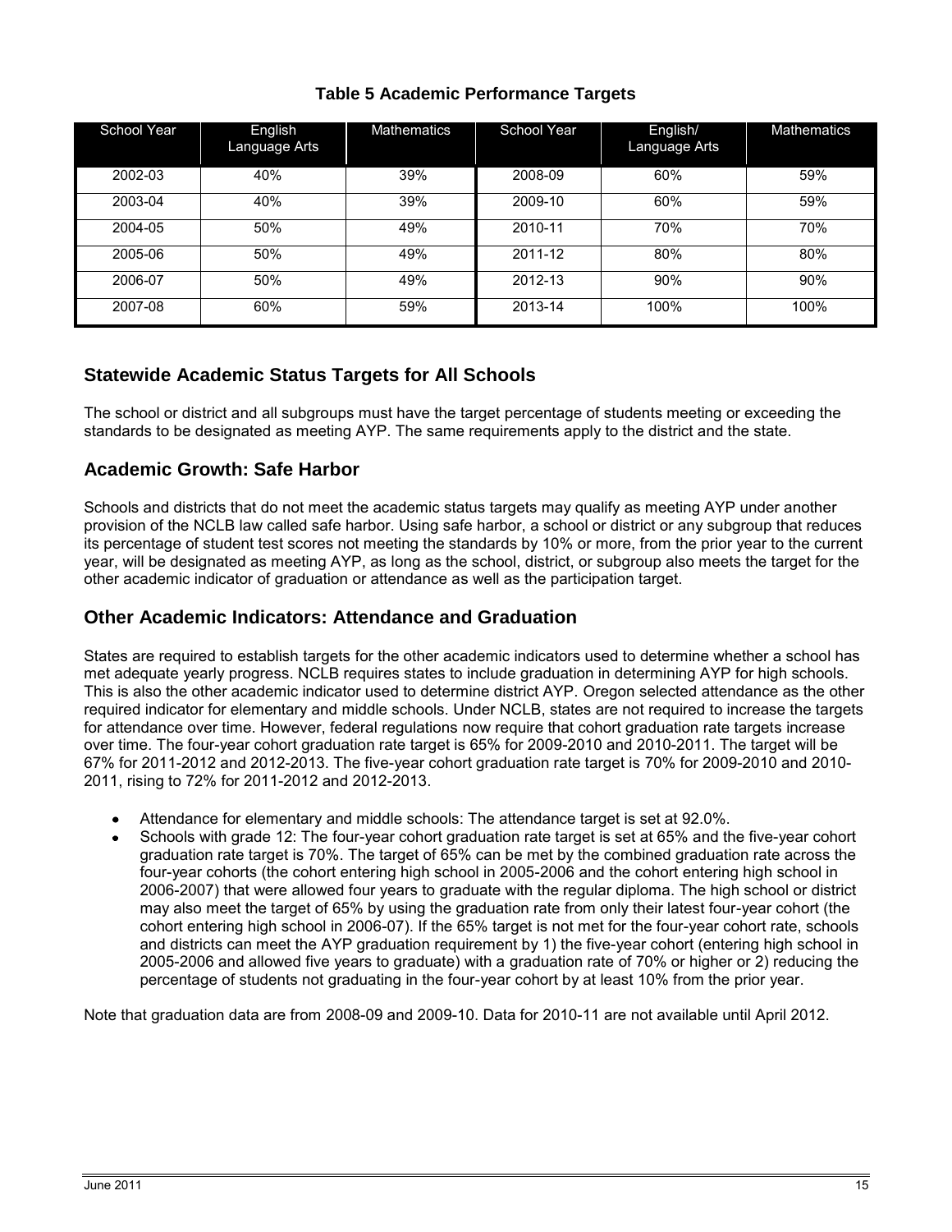**Table 5 Academic Performance Targets**

| School Year | English Language Arts | Mathematics | School Year | English/ Language Arts | Mathematics |
|---|---|---|---|---|---|
| 2002-03 | 40% | 39% | 2008-09 | 60% | 59% |
| 2003-04 | 40% | 39% | 2009-10 | 60% | 59% |
| 2004-05 | 50% | 49% | 2010-11 | 70% | 70% |
| 2005-06 | 50% | 49% | 2011-12 | 80% | 80% |
| 2006-07 | 50% | 49% | 2012-13 | 90% | 90% |
| 2007-08 | 60% | 59% | 2013-14 | 100% | 100% |

## Statewide Academic Status Targets for All Schools

The school or district and all subgroups must have the target percentage of students meeting or exceeding the standards to be designated as meeting AYP. The same requirements apply to the district and the state.

## Academic Growth: Safe Harbor

Schools and districts that do not meet the academic status targets may qualify as meeting AYP under another provision of the NCLB law called safe harbor. Using safe harbor, a school or district or any subgroup that reduces its percentage of student test scores not meeting the standards by 10% or more, from the prior year to the current year, will be designated as meeting AYP, as long as the school, district, or subgroup also meets the target for the other academic indicator of graduation or attendance as well as the participation target.

## Other Academic Indicators: Attendance and Graduation

States are required to establish targets for the other academic indicators used to determine whether a school has met adequate yearly progress. NCLB requires states to include graduation in determining AYP for high schools. This is also the other academic indicator used to determine district AYP. Oregon selected attendance as the other required indicator for elementary and middle schools. Under NCLB, states are not required to increase the targets for attendance over time. However, federal regulations now require that cohort graduation rate targets increase over time. The four-year cohort graduation rate target is 65% for 2009-2010 and 2010-2011. The target will be 67% for 2011-2012 and 2012-2013. The five-year cohort graduation rate target is 70% for 2009-2010 and 2010-2011, rising to 72% for 2011-2012 and 2012-2013.

- Attendance for elementary and middle schools: The attendance target is set at 92.0%.
- Schools with grade 12: The four-year cohort graduation rate target is set at 65% and the five-year cohort graduation rate target is 70%. The target of 65% can be met by the combined graduation rate across the four-year cohorts (the cohort entering high school in 2005-2006 and the cohort entering high school in 2006-2007) that were allowed four years to graduate with the regular diploma. The high school or district may also meet the target of 65% by using the graduation rate from only their latest four-year cohort (the cohort entering high school in 2006-07). If the 65% target is not met for the four-year cohort rate, schools and districts can meet the AYP graduation requirement by 1) the five-year cohort (entering high school in 2005-2006 and allowed five years to graduate) with a graduation rate of 70% or higher or 2) reducing the percentage of students not graduating in the four-year cohort by at least 10% from the prior year.

Note that graduation data are from 2008-09 and 2009-10. Data for 2010-11 are not available until April 2012.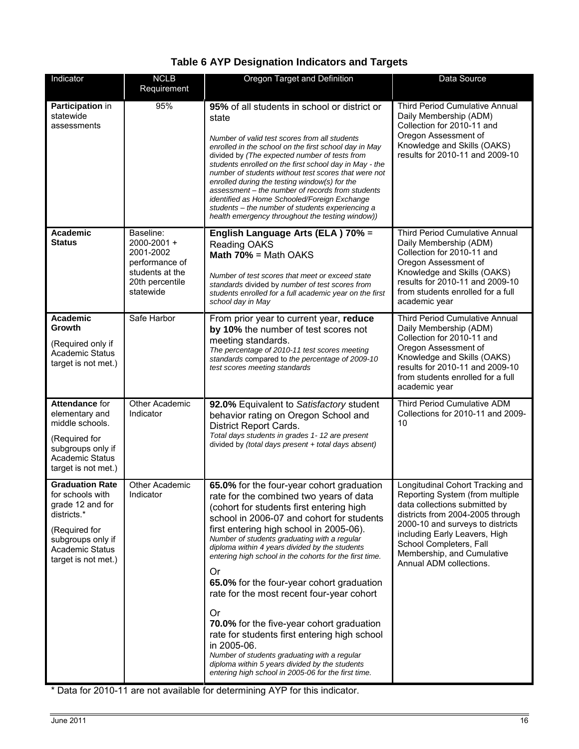# Table 6 AYP Designation Indicators and Targets

| Indicator | NCLB Requirement | Oregon Target and Definition | Data Source |
|---|---|---|---|
| **Participation** in statewide assessments | 95% | **95%** of all students in school or district or state<br><br>*Number of valid test scores from all students enrolled in the school on the first school day in May* divided by *(The expected number of tests from students enrolled on the first school day in May - the number of students without test scores that were not enrolled during the testing window(s) for the assessment – the number of records from students identified as Home Schooled/Foreign Exchange students – the number of students experiencing a health emergency throughout the testing window))* | Third Period Cumulative Annual Daily Membership (ADM) Collection for 2010-11 and Oregon Assessment of Knowledge and Skills (OAKS) results for 2010-11 and 2009-10 |
| **Academic Status** | Baseline: 2000-2001 + 2001-2002 performance of students at the 20th percentile statewide | **English Language Arts (ELA ) 70%** = Reading OAKS<br>**Math 70%** = Math OAKS<br><br>*Number of test scores that meet or exceed state standards* divided by *number of test scores from students enrolled for a full academic year on the first school day in May* | Third Period Cumulative Annual Daily Membership (ADM) Collection for 2010-11 and Oregon Assessment of Knowledge and Skills (OAKS) results for 2010-11 and 2009-10 from students enrolled for a full academic year |
| **Academic Growth**<br><br>(Required only if Academic Status target is not met.) | Safe Harbor | From prior year to current year, **reduce by 10%** the number of test scores not meeting standards.<br>*The percentage of 2010-11 test scores meeting standards* compared to *the percentage of 2009-10 test scores meeting standards* | Third Period Cumulative Annual Daily Membership (ADM) Collection for 2010-11 and Oregon Assessment of Knowledge and Skills (OAKS) results for 2010-11 and 2009-10 from students enrolled for a full academic year |
| **Attendance** for elementary and middle schools.<br><br>(Required for subgroups only if Academic Status target is not met.) | Other Academic Indicator | **92.0%** Equivalent to *Satisfactory* student behavior rating on Oregon School and District Report Cards.<br>*Total days students in grades 1- 12 are present* divided by *(total days present + total days absent)* | Third Period Cumulative ADM Collections for 2010-11 and 2009-10 |
| **Graduation Rate** for schools with grade 12 and for districts.*<br><br>(Required for subgroups only if Academic Status target is not met.) | Other Academic Indicator | **65.0%** for the four-year cohort graduation rate for the combined two years of data (cohort for students first entering high school in 2006-07 and cohort for students first entering high school in 2005-06).<br>*Number of students graduating with a regular diploma within 4 years divided by the students entering high school in the cohorts for the first time.*<br><br>Or<br><br>**65.0%** for the four-year cohort graduation rate for the most recent four-year cohort<br><br>Or<br><br>**70.0%** for the five-year cohort graduation rate for students first entering high school in 2005-06.<br>*Number of students graduating with a regular diploma within 5 years divided by the students entering high school in 2005-06 for the first time.* | Longitudinal Cohort Tracking and Reporting System (from multiple data collections submitted by districts from 2004-2005 through 2000-10 and surveys to districts including Early Leavers, High School Completers, Fall Membership, and Cumulative Annual ADM collections. |

* Data for 2010-11 are not available for determining AYP for this indicator.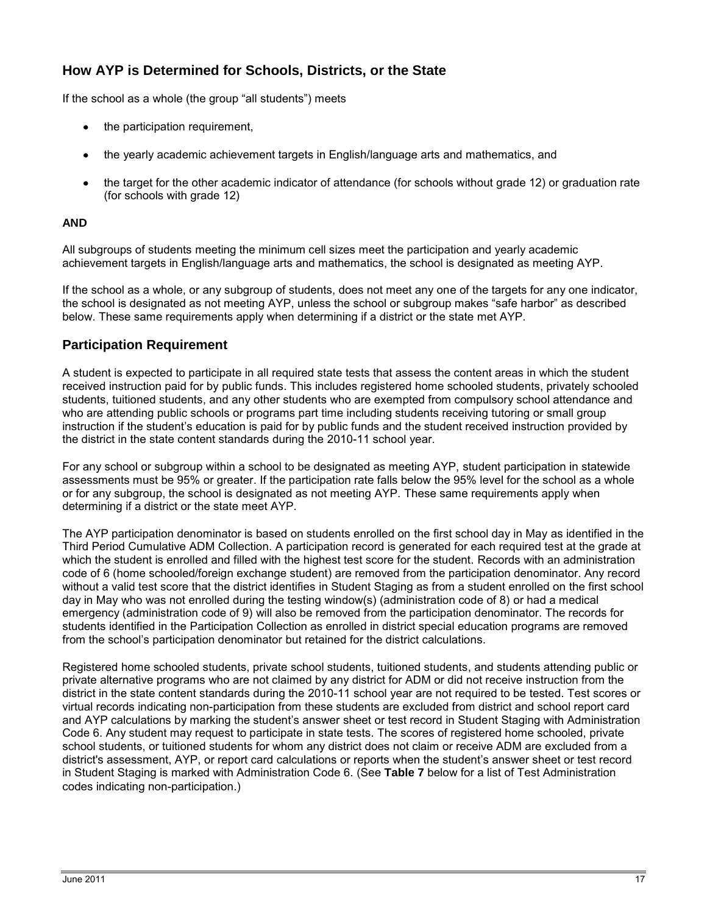## How AYP is Determined for Schools, Districts, or the State

If the school as a whole (the group "all students") meets

- the participation requirement,
- the yearly academic achievement targets in English/language arts and mathematics, and
- the target for the other academic indicator of attendance (for schools without grade 12) or graduation rate (for schools with grade 12)

**AND**

All subgroups of students meeting the minimum cell sizes meet the participation and yearly academic achievement targets in English/language arts and mathematics, the school is designated as meeting AYP.

If the school as a whole, or any subgroup of students, does not meet any one of the targets for any one indicator, the school is designated as not meeting AYP, unless the school or subgroup makes "safe harbor" as described below. These same requirements apply when determining if a district or the state met AYP.

## Participation Requirement

A student is expected to participate in all required state tests that assess the content areas in which the student received instruction paid for by public funds. This includes registered home schooled students, privately schooled students, tuitioned students, and any other students who are exempted from compulsory school attendance and who are attending public schools or programs part time including students receiving tutoring or small group instruction if the student's education is paid for by public funds and the student received instruction provided by the district in the state content standards during the 2010-11 school year.

For any school or subgroup within a school to be designated as meeting AYP, student participation in statewide assessments must be 95% or greater. If the participation rate falls below the 95% level for the school as a whole or for any subgroup, the school is designated as not meeting AYP. These same requirements apply when determining if a district or the state meet AYP.

The AYP participation denominator is based on students enrolled on the first school day in May as identified in the Third Period Cumulative ADM Collection. A participation record is generated for each required test at the grade at which the student is enrolled and filled with the highest test score for the student. Records with an administration code of 6 (home schooled/foreign exchange student) are removed from the participation denominator. Any record without a valid test score that the district identifies in Student Staging as from a student enrolled on the first school day in May who was not enrolled during the testing window(s) (administration code of 8) or had a medical emergency (administration code of 9) will also be removed from the participation denominator. The records for students identified in the Participation Collection as enrolled in district special education programs are removed from the school's participation denominator but retained for the district calculations.

Registered home schooled students, private school students, tuitioned students, and students attending public or private alternative programs who are not claimed by any district for ADM or did not receive instruction from the district in the state content standards during the 2010-11 school year are not required to be tested. Test scores or virtual records indicating non-participation from these students are excluded from district and school report card and AYP calculations by marking the student's answer sheet or test record in Student Staging with Administration Code 6. Any student may request to participate in state tests. The scores of registered home schooled, private school students, or tuitioned students for whom any district does not claim or receive ADM are excluded from a district's assessment, AYP, or report card calculations or reports when the student's answer sheet or test record in Student Staging is marked with Administration Code 6. (See **Table 7** below for a list of Test Administration codes indicating non-participation.)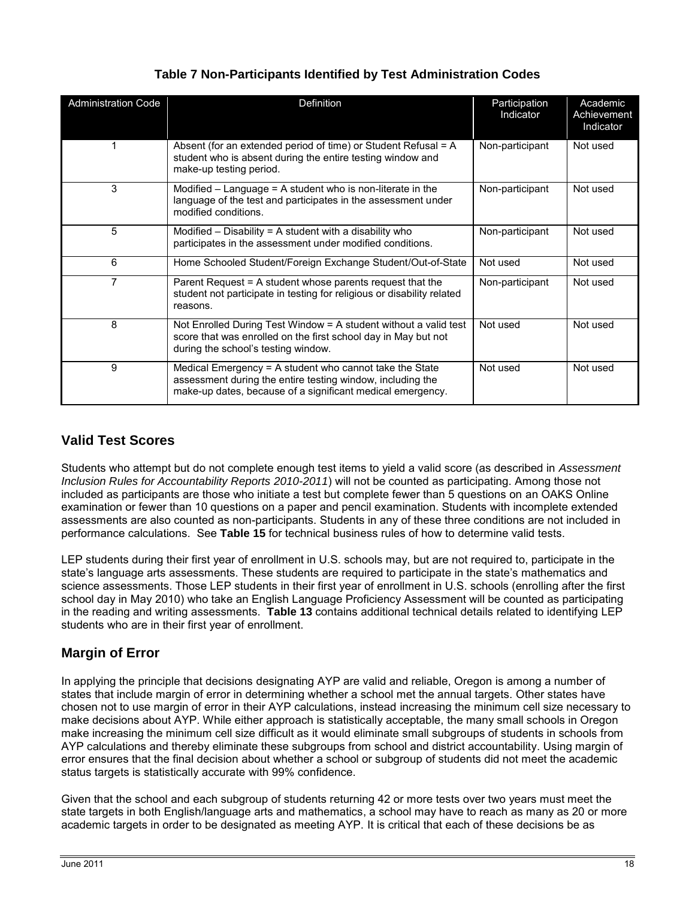**Table 7 Non-Participants Identified by Test Administration Codes**

| Administration Code | Definition | Participation Indicator | Academic Achievement Indicator |
|---|---|---|---|
| 1 | Absent (for an extended period of time) or Student Refusal = A student who is absent during the entire testing window and make-up testing period. | Non-participant | Not used |
| 3 | Modified – Language = A student who is non-literate in the language of the test and participates in the assessment under modified conditions. | Non-participant | Not used |
| 5 | Modified – Disability = A student with a disability who participates in the assessment under modified conditions. | Non-participant | Not used |
| 6 | Home Schooled Student/Foreign Exchange Student/Out-of-State | Not used | Not used |
| 7 | Parent Request = A student whose parents request that the student not participate in testing for religious or disability related reasons. | Non-participant | Not used |
| 8 | Not Enrolled During Test Window = A student without a valid test score that was enrolled on the first school day in May but not during the school's testing window. | Not used | Not used |
| 9 | Medical Emergency = A student who cannot take the State assessment during the entire testing window, including the make-up dates, because of a significant medical emergency. | Not used | Not used |

## Valid Test Scores

Students who attempt but do not complete enough test items to yield a valid score (as described in *Assessment Inclusion Rules for Accountability Reports 2010-2011*) will not be counted as participating. Among those not included as participants are those who initiate a test but complete fewer than 5 questions on an OAKS Online examination or fewer than 10 questions on a paper and pencil examination. Students with incomplete extended assessments are also counted as non-participants. Students in any of these three conditions are not included in performance calculations. See **Table 15** for technical business rules of how to determine valid tests.

LEP students during their first year of enrollment in U.S. schools may, but are not required to, participate in the state's language arts assessments. These students are required to participate in the state's mathematics and science assessments. Those LEP students in their first year of enrollment in U.S. schools (enrolling after the first school day in May 2010) who take an English Language Proficiency Assessment will be counted as participating in the reading and writing assessments. **Table 13** contains additional technical details related to identifying LEP students who are in their first year of enrollment.

## Margin of Error

In applying the principle that decisions designating AYP are valid and reliable, Oregon is among a number of states that include margin of error in determining whether a school met the annual targets. Other states have chosen not to use margin of error in their AYP calculations, instead increasing the minimum cell size necessary to make decisions about AYP. While either approach is statistically acceptable, the many small schools in Oregon make increasing the minimum cell size difficult as it would eliminate small subgroups of students in schools from AYP calculations and thereby eliminate these subgroups from school and district accountability. Using margin of error ensures that the final decision about whether a school or subgroup of students did not meet the academic status targets is statistically accurate with 99% confidence.

Given that the school and each subgroup of students returning 42 or more tests over two years must meet the state targets in both English/language arts and mathematics, a school may have to reach as many as 20 or more academic targets in order to be designated as meeting AYP. It is critical that each of these decisions be as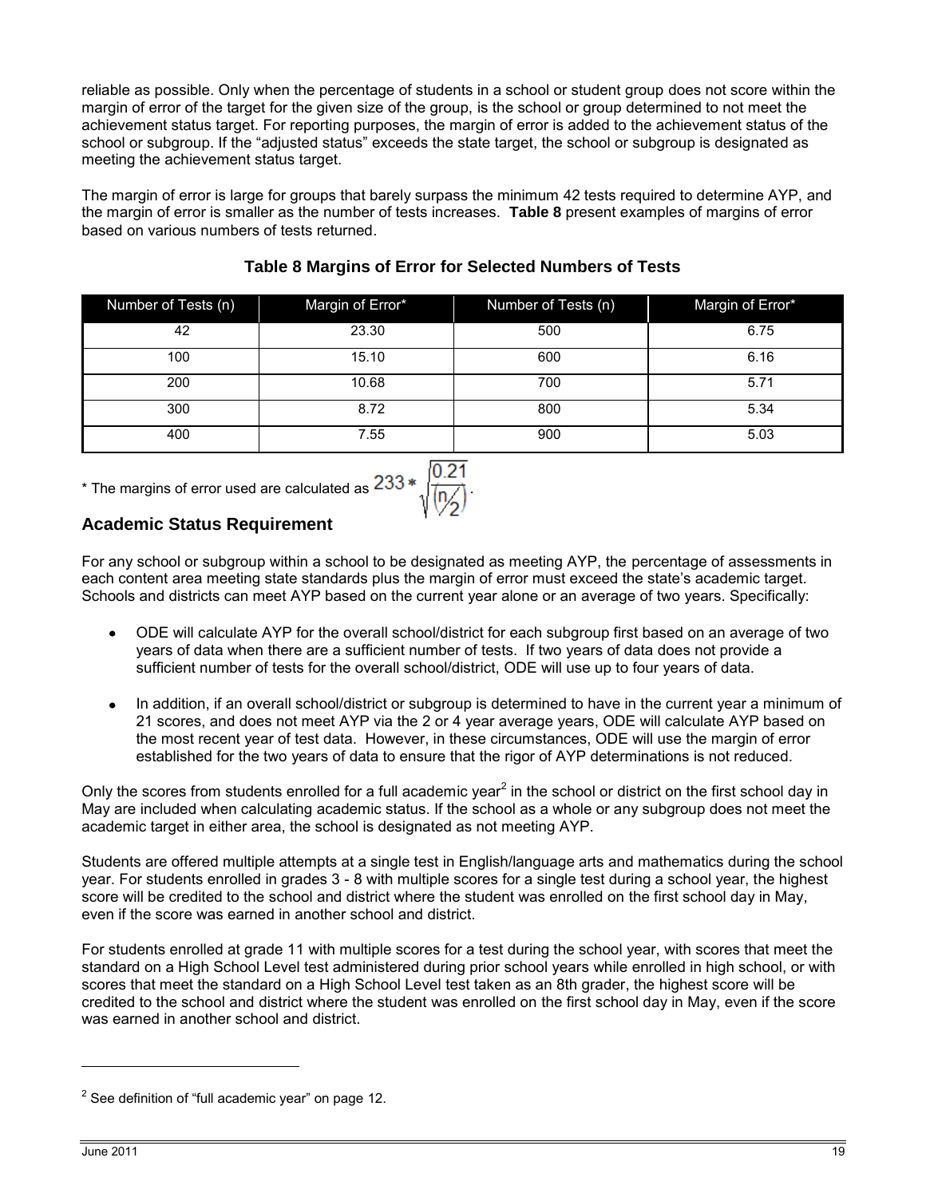reliable as possible. Only when the percentage of students in a school or student group does not score within the margin of error of the target for the given size of the group, is the school or group determined to not meet the achievement status target. For reporting purposes, the margin of error is added to the achievement status of the school or subgroup. If the "adjusted status" exceeds the state target, the school or subgroup is designated as meeting the achievement status target.

The margin of error is large for groups that barely surpass the minimum 42 tests required to determine AYP, and the margin of error is smaller as the number of tests increases. **Table 8** present examples of margins of error based on various numbers of tests returned.

**Table 8 Margins of Error for Selected Numbers of Tests**

| Number of Tests (n) | Margin of Error* | Number of Tests (n) | Margin of Error* |
|---|---|---|---|
| 42 | 23.30 | 500 | 6.75 |
| 100 | 15.10 | 600 | 6.16 |
| 200 | 10.68 | 700 | 5.71 |
| 300 | 8.72 | 800 | 5.34 |
| 400 | 7.55 | 900 | 5.03 |

* The margins of error used are calculated as $233 * \sqrt{\frac{0.21}{(n/2)}}$.

## Academic Status Requirement

For any school or subgroup within a school to be designated as meeting AYP, the percentage of assessments in each content area meeting state standards plus the margin of error must exceed the state's academic target. Schools and districts can meet AYP based on the current year alone or an average of two years. Specifically:

- ODE will calculate AYP for the overall school/district for each subgroup first based on an average of two years of data when there are a sufficient number of tests. If two years of data does not provide a sufficient number of tests for the overall school/district, ODE will use up to four years of data.
- In addition, if an overall school/district or subgroup is determined to have in the current year a minimum of 21 scores, and does not meet AYP via the 2 or 4 year average years, ODE will calculate AYP based on the most recent year of test data. However, in these circumstances, ODE will use the margin of error established for the two years of data to ensure that the rigor of AYP determinations is not reduced.

Only the scores from students enrolled for a full academic year[2] in the school or district on the first school day in May are included when calculating academic status. If the school as a whole or any subgroup does not meet the academic target in either area, the school is designated as not meeting AYP.

Students are offered multiple attempts at a single test in English/language arts and mathematics during the school year. For students enrolled in grades 3 - 8 with multiple scores for a single test during a school year, the highest score will be credited to the school and district where the student was enrolled on the first school day in May, even if the score was earned in another school and district.

For students enrolled at grade 11 with multiple scores for a test during the school year, with scores that meet the standard on a High School Level test administered during prior school years while enrolled in high school, or with scores that meet the standard on a High School Level test taken as an 8th grader, the highest score will be credited to the school and district where the student was enrolled on the first school day in May, even if the score was earned in another school and district.

[2] See definition of "full academic year" on page 12.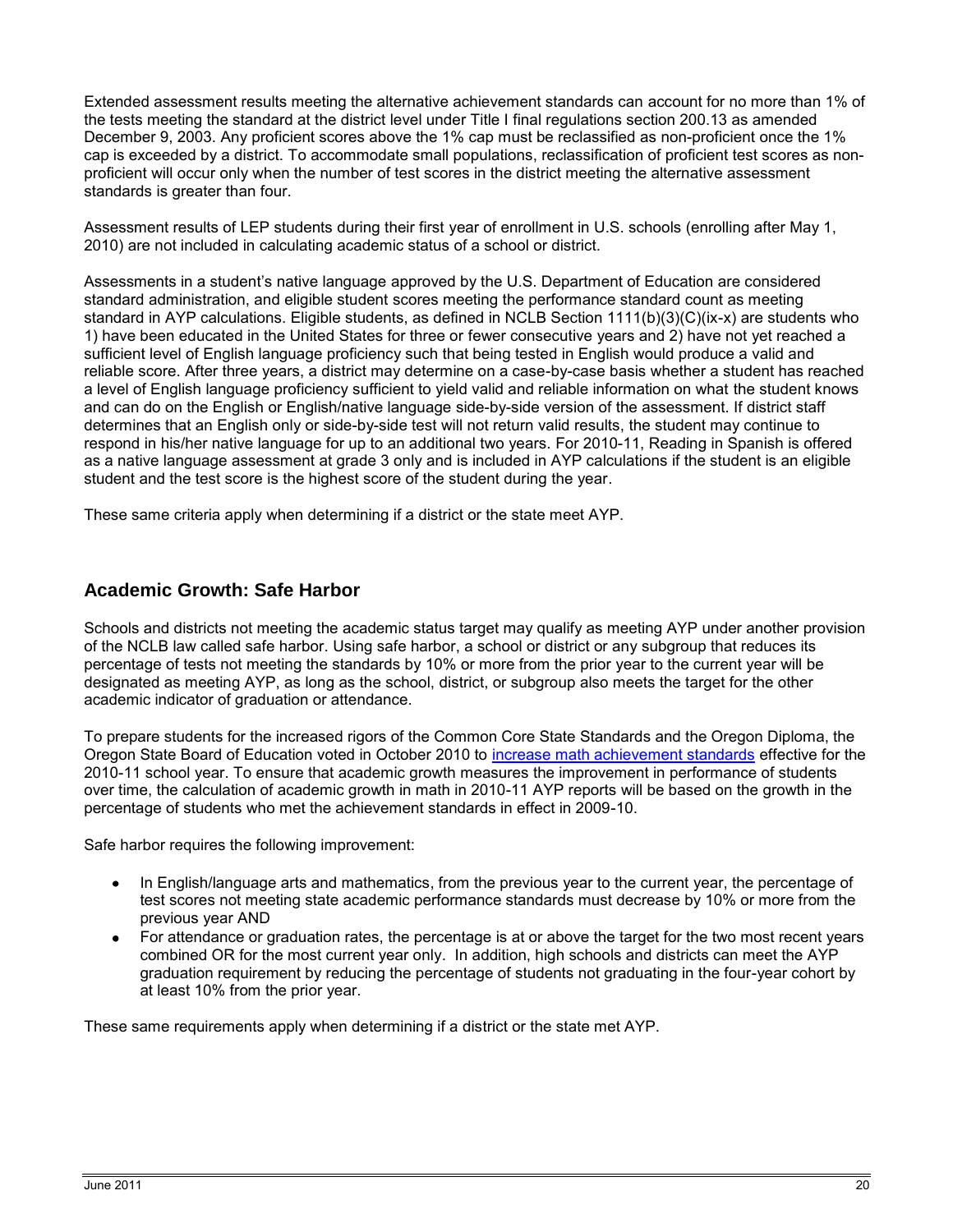Extended assessment results meeting the alternative achievement standards can account for no more than 1% of the tests meeting the standard at the district level under Title I final regulations section 200.13 as amended December 9, 2003. Any proficient scores above the 1% cap must be reclassified as non-proficient once the 1% cap is exceeded by a district. To accommodate small populations, reclassification of proficient test scores as non-proficient will occur only when the number of test scores in the district meeting the alternative assessment standards is greater than four.

Assessment results of LEP students during their first year of enrollment in U.S. schools (enrolling after May 1, 2010) are not included in calculating academic status of a school or district.

Assessments in a student's native language approved by the U.S. Department of Education are considered standard administration, and eligible student scores meeting the performance standard count as meeting standard in AYP calculations. Eligible students, as defined in NCLB Section 1111(b)(3)(C)(ix-x) are students who 1) have been educated in the United States for three or fewer consecutive years and 2) have not yet reached a sufficient level of English language proficiency such that being tested in English would produce a valid and reliable score. After three years, a district may determine on a case-by-case basis whether a student has reached a level of English language proficiency sufficient to yield valid and reliable information on what the student knows and can do on the English or English/native language side-by-side version of the assessment. If district staff determines that an English only or side-by-side test will not return valid results, the student may continue to respond in his/her native language for up to an additional two years. For 2010-11, Reading in Spanish is offered as a native language assessment at grade 3 only and is included in AYP calculations if the student is an eligible student and the test score is the highest score of the student during the year.

These same criteria apply when determining if a district or the state meet AYP.

## Academic Growth: Safe Harbor

Schools and districts not meeting the academic status target may qualify as meeting AYP under another provision of the NCLB law called safe harbor. Using safe harbor, a school or district or any subgroup that reduces its percentage of tests not meeting the standards by 10% or more from the prior year to the current year will be designated as meeting AYP, as long as the school, district, or subgroup also meets the target for the other academic indicator of graduation or attendance.

To prepare students for the increased rigors of the Common Core State Standards and the Oregon Diploma, the Oregon State Board of Education voted in October 2010 to increase math achievement standards effective for the 2010-11 school year. To ensure that academic growth measures the improvement in performance of students over time, the calculation of academic growth in math in 2010-11 AYP reports will be based on the growth in the percentage of students who met the achievement standards in effect in 2009-10.

Safe harbor requires the following improvement:

- In English/language arts and mathematics, from the previous year to the current year, the percentage of test scores not meeting state academic performance standards must decrease by 10% or more from the previous year AND
- For attendance or graduation rates, the percentage is at or above the target for the two most recent years combined OR for the most current year only. In addition, high schools and districts can meet the AYP graduation requirement by reducing the percentage of students not graduating in the four-year cohort by at least 10% from the prior year.

These same requirements apply when determining if a district or the state met AYP.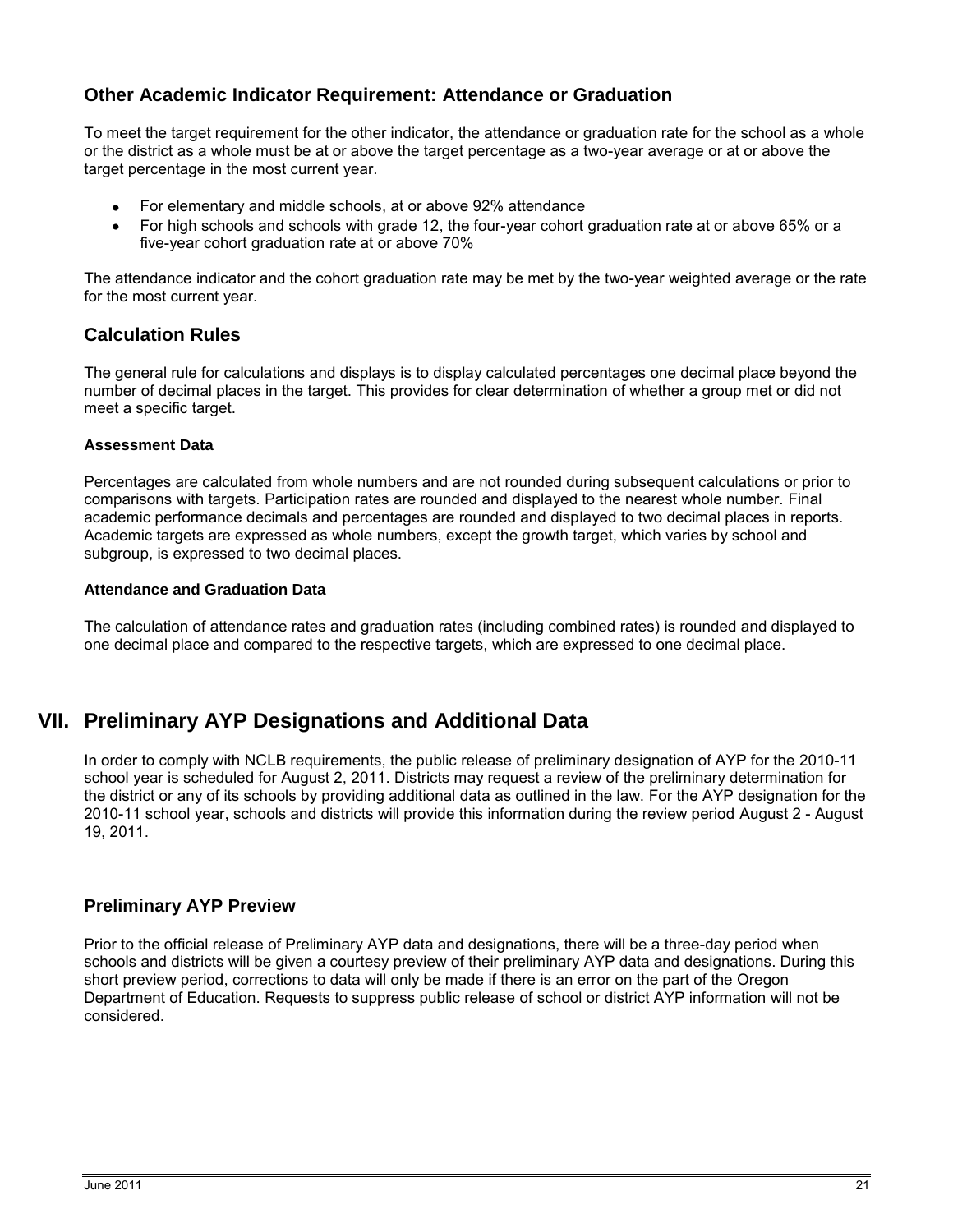### Other Academic Indicator Requirement: Attendance or Graduation

To meet the target requirement for the other indicator, the attendance or graduation rate for the school as a whole or the district as a whole must be at or above the target percentage as a two-year average or at or above the target percentage in the most current year.

- For elementary and middle schools, at or above 92% attendance
- For high schools and schools with grade 12, the four-year cohort graduation rate at or above 65% or a five-year cohort graduation rate at or above 70%

The attendance indicator and the cohort graduation rate may be met by the two-year weighted average or the rate for the most current year.

### Calculation Rules

The general rule for calculations and displays is to display calculated percentages one decimal place beyond the number of decimal places in the target. This provides for clear determination of whether a group met or did not meet a specific target.

**Assessment Data**

Percentages are calculated from whole numbers and are not rounded during subsequent calculations or prior to comparisons with targets. Participation rates are rounded and displayed to the nearest whole number. Final academic performance decimals and percentages are rounded and displayed to two decimal places in reports. Academic targets are expressed as whole numbers, except the growth target, which varies by school and subgroup, is expressed to two decimal places.

**Attendance and Graduation Data**

The calculation of attendance rates and graduation rates (including combined rates) is rounded and displayed to one decimal place and compared to the respective targets, which are expressed to one decimal place.

## VII. Preliminary AYP Designations and Additional Data

In order to comply with NCLB requirements, the public release of preliminary designation of AYP for the 2010-11 school year is scheduled for August 2, 2011. Districts may request a review of the preliminary determination for the district or any of its schools by providing additional data as outlined in the law. For the AYP designation for the 2010-11 school year, schools and districts will provide this information during the review period August 2 - August 19, 2011.

### Preliminary AYP Preview

Prior to the official release of Preliminary AYP data and designations, there will be a three-day period when schools and districts will be given a courtesy preview of their preliminary AYP data and designations. During this short preview period, corrections to data will only be made if there is an error on the part of the Oregon Department of Education. Requests to suppress public release of school or district AYP information will not be considered.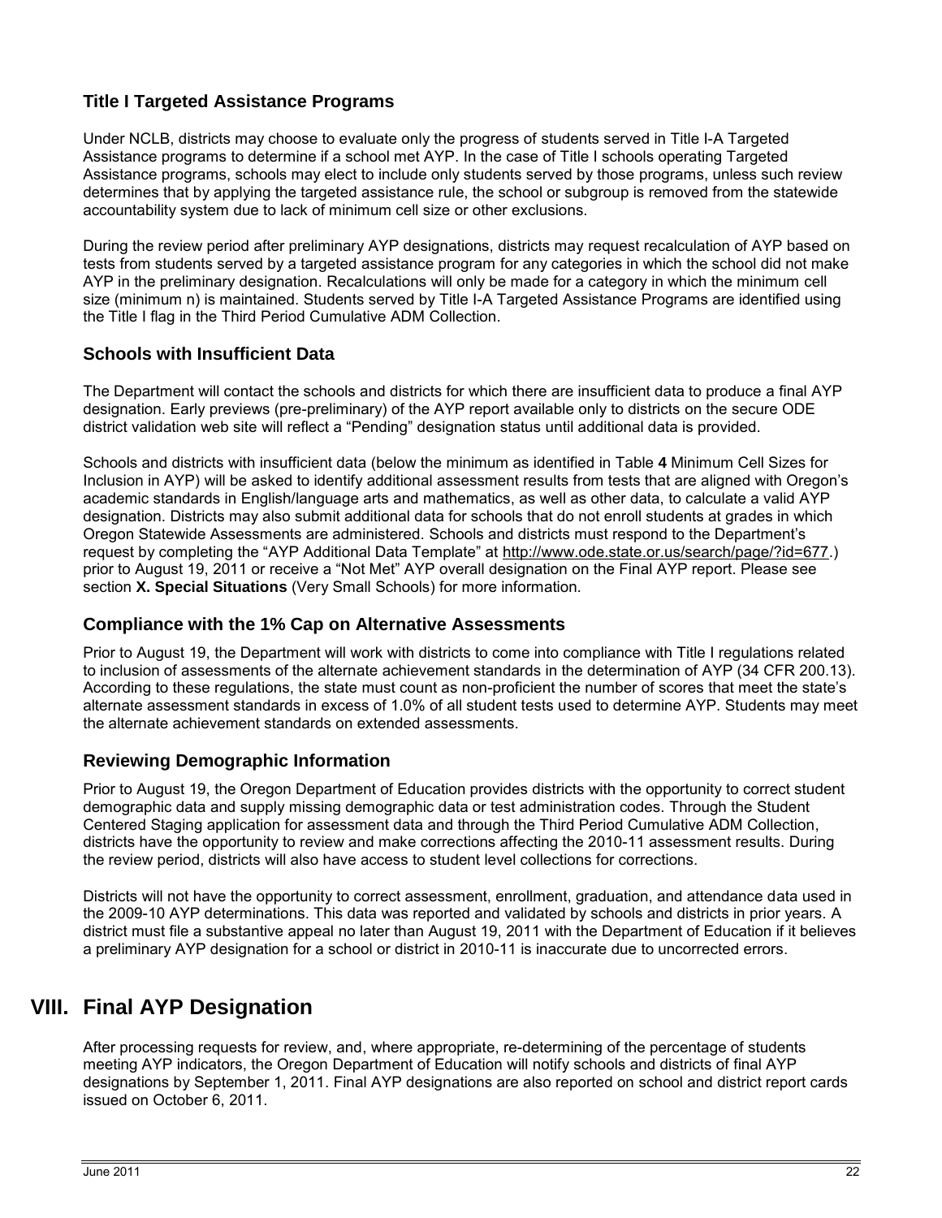### Title I Targeted Assistance Programs

Under NCLB, districts may choose to evaluate only the progress of students served in Title I-A Targeted Assistance programs to determine if a school met AYP. In the case of Title I schools operating Targeted Assistance programs, schools may elect to include only students served by those programs, unless such review determines that by applying the targeted assistance rule, the school or subgroup is removed from the statewide accountability system due to lack of minimum cell size or other exclusions.

During the review period after preliminary AYP designations, districts may request recalculation of AYP based on tests from students served by a targeted assistance program for any categories in which the school did not make AYP in the preliminary designation. Recalculations will only be made for a category in which the minimum cell size (minimum n) is maintained. Students served by Title I-A Targeted Assistance Programs are identified using the Title I flag in the Third Period Cumulative ADM Collection.

### Schools with Insufficient Data

The Department will contact the schools and districts for which there are insufficient data to produce a final AYP designation. Early previews (pre-preliminary) of the AYP report available only to districts on the secure ODE district validation web site will reflect a "Pending" designation status until additional data is provided.

Schools and districts with insufficient data (below the minimum as identified in Table **4** Minimum Cell Sizes for Inclusion in AYP) will be asked to identify additional assessment results from tests that are aligned with Oregon's academic standards in English/language arts and mathematics, as well as other data, to calculate a valid AYP designation. Districts may also submit additional data for schools that do not enroll students at grades in which Oregon Statewide Assessments are administered. Schools and districts must respond to the Department's request by completing the "AYP Additional Data Template" at http://www.ode.state.or.us/search/page/?id=677.) prior to August 19, 2011 or receive a "Not Met" AYP overall designation on the Final AYP report. Please see section **X. Special Situations** (Very Small Schools) for more information.

### Compliance with the 1% Cap on Alternative Assessments

Prior to August 19, the Department will work with districts to come into compliance with Title I regulations related to inclusion of assessments of the alternate achievement standards in the determination of AYP (34 CFR 200.13). According to these regulations, the state must count as non-proficient the number of scores that meet the state's alternate assessment standards in excess of 1.0% of all student tests used to determine AYP. Students may meet the alternate achievement standards on extended assessments.

### Reviewing Demographic Information

Prior to August 19, the Oregon Department of Education provides districts with the opportunity to correct student demographic data and supply missing demographic data or test administration codes. Through the Student Centered Staging application for assessment data and through the Third Period Cumulative ADM Collection, districts have the opportunity to review and make corrections affecting the 2010-11 assessment results. During the review period, districts will also have access to student level collections for corrections.

Districts will not have the opportunity to correct assessment, enrollment, graduation, and attendance data used in the 2009-10 AYP determinations. This data was reported and validated by schools and districts in prior years. A district must file a substantive appeal no later than August 19, 2011 with the Department of Education if it believes a preliminary AYP designation for a school or district in 2010-11 is inaccurate due to uncorrected errors.

## VIII. Final AYP Designation

After processing requests for review, and, where appropriate, re-determining of the percentage of students meeting AYP indicators, the Oregon Department of Education will notify schools and districts of final AYP designations by September 1, 2011. Final AYP designations are also reported on school and district report cards issued on October 6, 2011.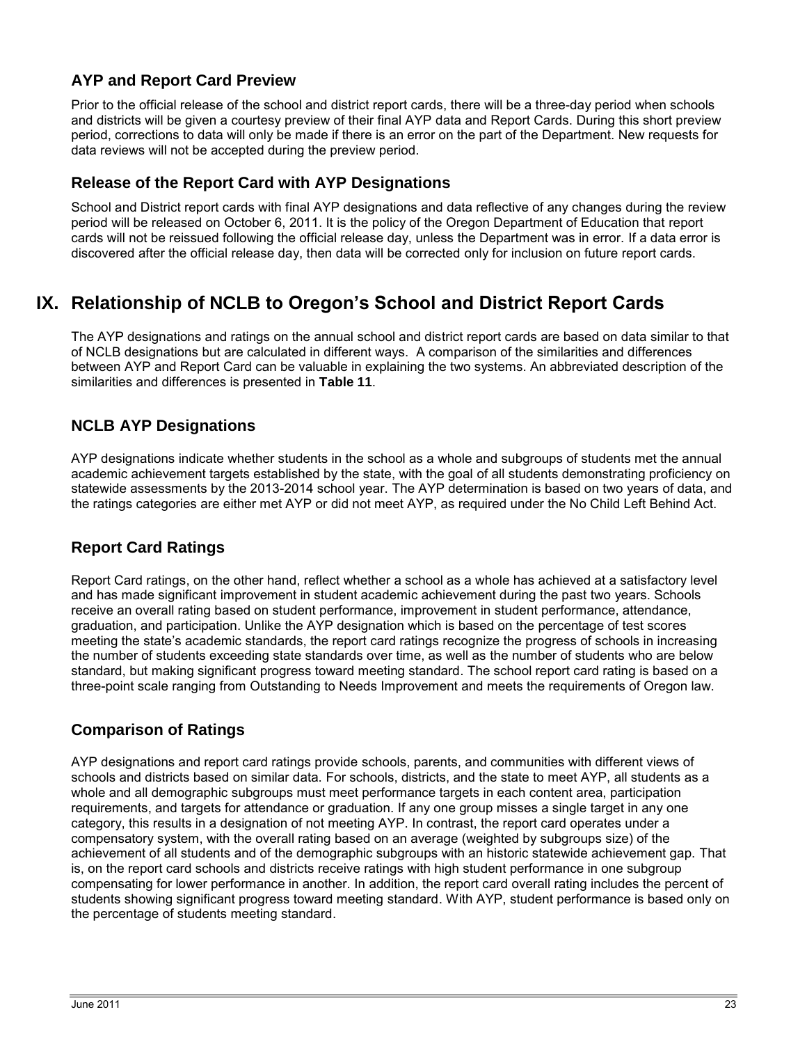### AYP and Report Card Preview

Prior to the official release of the school and district report cards, there will be a three-day period when schools and districts will be given a courtesy preview of their final AYP data and Report Cards. During this short preview period, corrections to data will only be made if there is an error on the part of the Department. New requests for data reviews will not be accepted during the preview period.

### Release of the Report Card with AYP Designations

School and District report cards with final AYP designations and data reflective of any changes during the review period will be released on October 6, 2011. It is the policy of the Oregon Department of Education that report cards will not be reissued following the official release day, unless the Department was in error. If a data error is discovered after the official release day, then data will be corrected only for inclusion on future report cards.

## IX. Relationship of NCLB to Oregon's School and District Report Cards

The AYP designations and ratings on the annual school and district report cards are based on data similar to that of NCLB designations but are calculated in different ways. A comparison of the similarities and differences between AYP and Report Card can be valuable in explaining the two systems. An abbreviated description of the similarities and differences is presented in **Table 11**.

### NCLB AYP Designations

AYP designations indicate whether students in the school as a whole and subgroups of students met the annual academic achievement targets established by the state, with the goal of all students demonstrating proficiency on statewide assessments by the 2013-2014 school year. The AYP determination is based on two years of data, and the ratings categories are either met AYP or did not meet AYP, as required under the No Child Left Behind Act.

### Report Card Ratings

Report Card ratings, on the other hand, reflect whether a school as a whole has achieved at a satisfactory level and has made significant improvement in student academic achievement during the past two years. Schools receive an overall rating based on student performance, improvement in student performance, attendance, graduation, and participation. Unlike the AYP designation which is based on the percentage of test scores meeting the state's academic standards, the report card ratings recognize the progress of schools in increasing the number of students exceeding state standards over time, as well as the number of students who are below standard, but making significant progress toward meeting standard. The school report card rating is based on a three-point scale ranging from Outstanding to Needs Improvement and meets the requirements of Oregon law.

### Comparison of Ratings

AYP designations and report card ratings provide schools, parents, and communities with different views of schools and districts based on similar data. For schools, districts, and the state to meet AYP, all students as a whole and all demographic subgroups must meet performance targets in each content area, participation requirements, and targets for attendance or graduation. If any one group misses a single target in any one category, this results in a designation of not meeting AYP. In contrast, the report card operates under a compensatory system, with the overall rating based on an average (weighted by subgroups size) of the achievement of all students and of the demographic subgroups with an historic statewide achievement gap. That is, on the report card schools and districts receive ratings with high student performance in one subgroup compensating for lower performance in another. In addition, the report card overall rating includes the percent of students showing significant progress toward meeting standard. With AYP, student performance is based only on the percentage of students meeting standard.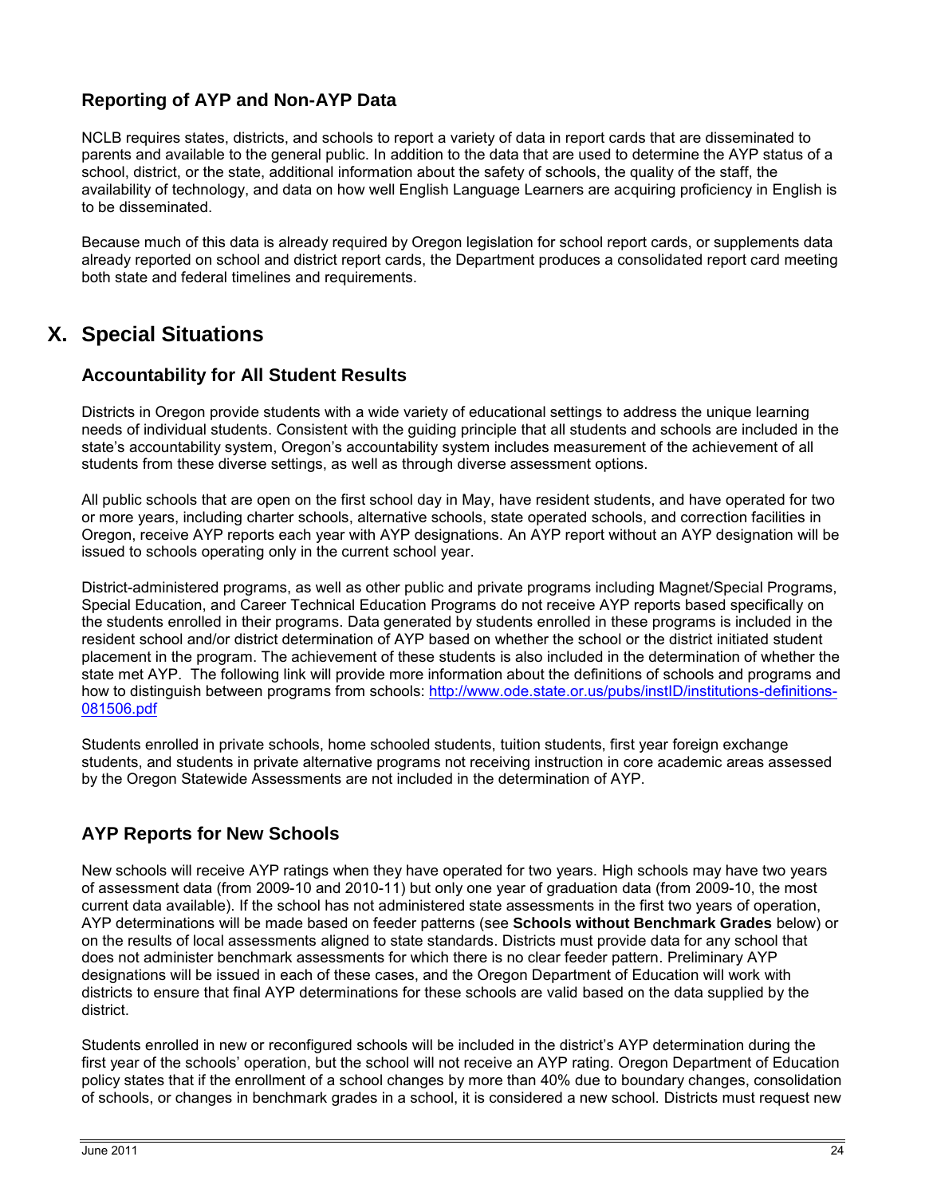### Reporting of AYP and Non-AYP Data

NCLB requires states, districts, and schools to report a variety of data in report cards that are disseminated to parents and available to the general public. In addition to the data that are used to determine the AYP status of a school, district, or the state, additional information about the safety of schools, the quality of the staff, the availability of technology, and data on how well English Language Learners are acquiring proficiency in English is to be disseminated.

Because much of this data is already required by Oregon legislation for school report cards, or supplements data already reported on school and district report cards, the Department produces a consolidated report card meeting both state and federal timelines and requirements.

## X. Special Situations

### Accountability for All Student Results

Districts in Oregon provide students with a wide variety of educational settings to address the unique learning needs of individual students. Consistent with the guiding principle that all students and schools are included in the state's accountability system, Oregon's accountability system includes measurement of the achievement of all students from these diverse settings, as well as through diverse assessment options.

All public schools that are open on the first school day in May, have resident students, and have operated for two or more years, including charter schools, alternative schools, state operated schools, and correction facilities in Oregon, receive AYP reports each year with AYP designations. An AYP report without an AYP designation will be issued to schools operating only in the current school year.

District-administered programs, as well as other public and private programs including Magnet/Special Programs, Special Education, and Career Technical Education Programs do not receive AYP reports based specifically on the students enrolled in their programs. Data generated by students enrolled in these programs is included in the resident school and/or district determination of AYP based on whether the school or the district initiated student placement in the program. The achievement of these students is also included in the determination of whether the state met AYP. The following link will provide more information about the definitions of schools and programs and how to distinguish between programs from schools: http://www.ode.state.or.us/pubs/instID/institutions-definitions-081506.pdf

Students enrolled in private schools, home schooled students, tuition students, first year foreign exchange students, and students in private alternative programs not receiving instruction in core academic areas assessed by the Oregon Statewide Assessments are not included in the determination of AYP.

### AYP Reports for New Schools

New schools will receive AYP ratings when they have operated for two years. High schools may have two years of assessment data (from 2009-10 and 2010-11) but only one year of graduation data (from 2009-10, the most current data available). If the school has not administered state assessments in the first two years of operation, AYP determinations will be made based on feeder patterns (see **Schools without Benchmark Grades** below) or on the results of local assessments aligned to state standards. Districts must provide data for any school that does not administer benchmark assessments for which there is no clear feeder pattern. Preliminary AYP designations will be issued in each of these cases, and the Oregon Department of Education will work with districts to ensure that final AYP determinations for these schools are valid based on the data supplied by the district.

Students enrolled in new or reconfigured schools will be included in the district's AYP determination during the first year of the schools' operation, but the school will not receive an AYP rating. Oregon Department of Education policy states that if the enrollment of a school changes by more than 40% due to boundary changes, consolidation of schools, or changes in benchmark grades in a school, it is considered a new school. Districts must request new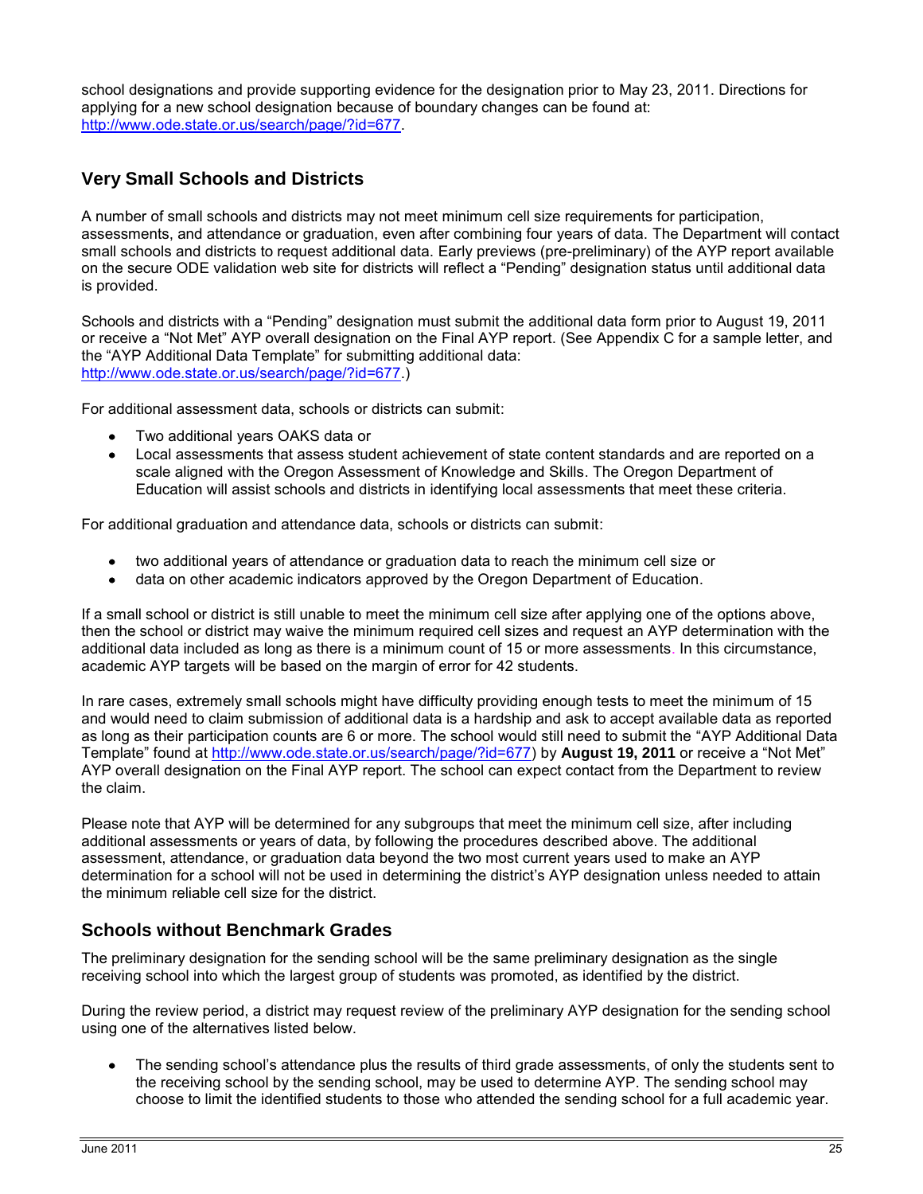school designations and provide supporting evidence for the designation prior to May 23, 2011. Directions for applying for a new school designation because of boundary changes can be found at: http://www.ode.state.or.us/search/page/?id=677.

## Very Small Schools and Districts

A number of small schools and districts may not meet minimum cell size requirements for participation, assessments, and attendance or graduation, even after combining four years of data. The Department will contact small schools and districts to request additional data. Early previews (pre-preliminary) of the AYP report available on the secure ODE validation web site for districts will reflect a "Pending" designation status until additional data is provided.

Schools and districts with a "Pending" designation must submit the additional data form prior to August 19, 2011 or receive a "Not Met" AYP overall designation on the Final AYP report. (See Appendix C for a sample letter, and the "AYP Additional Data Template" for submitting additional data: http://www.ode.state.or.us/search/page/?id=677.)

For additional assessment data, schools or districts can submit:

- Two additional years OAKS data or
- Local assessments that assess student achievement of state content standards and are reported on a scale aligned with the Oregon Assessment of Knowledge and Skills. The Oregon Department of Education will assist schools and districts in identifying local assessments that meet these criteria.

For additional graduation and attendance data, schools or districts can submit:

- two additional years of attendance or graduation data to reach the minimum cell size or
- data on other academic indicators approved by the Oregon Department of Education.

If a small school or district is still unable to meet the minimum cell size after applying one of the options above, then the school or district may waive the minimum required cell sizes and request an AYP determination with the additional data included as long as there is a minimum count of 15 or more assessments. In this circumstance, academic AYP targets will be based on the margin of error for 42 students.

In rare cases, extremely small schools might have difficulty providing enough tests to meet the minimum of 15 and would need to claim submission of additional data is a hardship and ask to accept available data as reported as long as their participation counts are 6 or more. The school would still need to submit the "AYP Additional Data Template" found at http://www.ode.state.or.us/search/page/?id=677) by **August 19, 2011** or receive a "Not Met" AYP overall designation on the Final AYP report. The school can expect contact from the Department to review the claim.

Please note that AYP will be determined for any subgroups that meet the minimum cell size, after including additional assessments or years of data, by following the procedures described above. The additional assessment, attendance, or graduation data beyond the two most current years used to make an AYP determination for a school will not be used in determining the district's AYP designation unless needed to attain the minimum reliable cell size for the district.

## Schools without Benchmark Grades

The preliminary designation for the sending school will be the same preliminary designation as the single receiving school into which the largest group of students was promoted, as identified by the district.

During the review period, a district may request review of the preliminary AYP designation for the sending school using one of the alternatives listed below.

- The sending school's attendance plus the results of third grade assessments, of only the students sent to the receiving school by the sending school, may be used to determine AYP. The sending school may choose to limit the identified students to those who attended the sending school for a full academic year.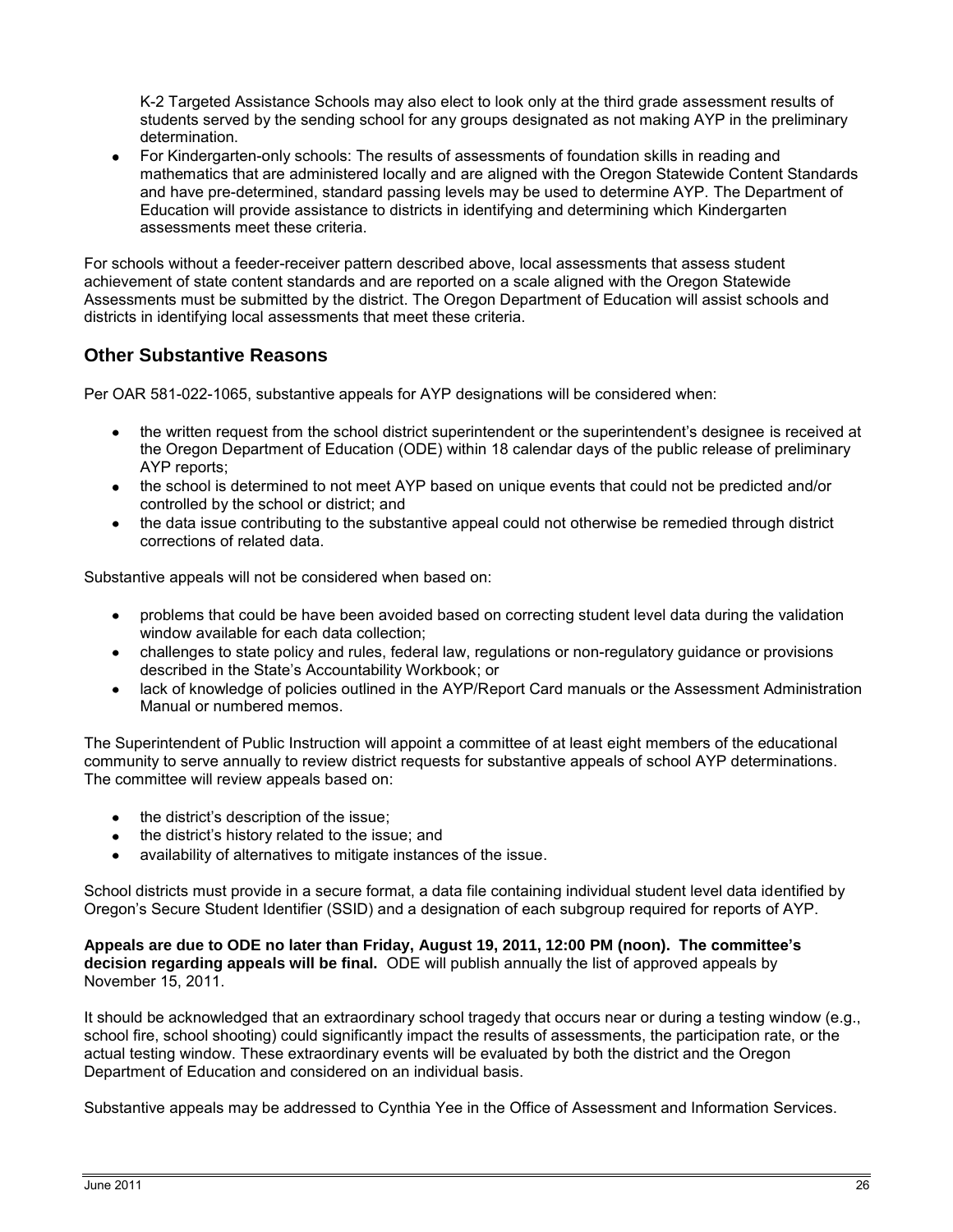K-2 Targeted Assistance Schools may also elect to look only at the third grade assessment results of students served by the sending school for any groups designated as not making AYP in the preliminary determination.

- For Kindergarten-only schools: The results of assessments of foundation skills in reading and mathematics that are administered locally and are aligned with the Oregon Statewide Content Standards and have pre-determined, standard passing levels may be used to determine AYP. The Department of Education will provide assistance to districts in identifying and determining which Kindergarten assessments meet these criteria.

For schools without a feeder-receiver pattern described above, local assessments that assess student achievement of state content standards and are reported on a scale aligned with the Oregon Statewide Assessments must be submitted by the district. The Oregon Department of Education will assist schools and districts in identifying local assessments that meet these criteria.

## Other Substantive Reasons

Per OAR 581-022-1065, substantive appeals for AYP designations will be considered when:

- the written request from the school district superintendent or the superintendent's designee is received at the Oregon Department of Education (ODE) within 18 calendar days of the public release of preliminary AYP reports;
- the school is determined to not meet AYP based on unique events that could not be predicted and/or controlled by the school or district; and
- the data issue contributing to the substantive appeal could not otherwise be remedied through district corrections of related data.

Substantive appeals will not be considered when based on:

- problems that could be have been avoided based on correcting student level data during the validation window available for each data collection;
- challenges to state policy and rules, federal law, regulations or non-regulatory guidance or provisions described in the State's Accountability Workbook; or
- lack of knowledge of policies outlined in the AYP/Report Card manuals or the Assessment Administration Manual or numbered memos.

The Superintendent of Public Instruction will appoint a committee of at least eight members of the educational community to serve annually to review district requests for substantive appeals of school AYP determinations. The committee will review appeals based on:

- the district's description of the issue;
- the district's history related to the issue; and
- availability of alternatives to mitigate instances of the issue.

School districts must provide in a secure format, a data file containing individual student level data identified by Oregon's Secure Student Identifier (SSID) and a designation of each subgroup required for reports of AYP.

**Appeals are due to ODE no later than Friday, August 19, 2011, 12:00 PM (noon). The committee's decision regarding appeals will be final.** ODE will publish annually the list of approved appeals by November 15, 2011.

It should be acknowledged that an extraordinary school tragedy that occurs near or during a testing window (e.g., school fire, school shooting) could significantly impact the results of assessments, the participation rate, or the actual testing window. These extraordinary events will be evaluated by both the district and the Oregon Department of Education and considered on an individual basis.

Substantive appeals may be addressed to Cynthia Yee in the Office of Assessment and Information Services.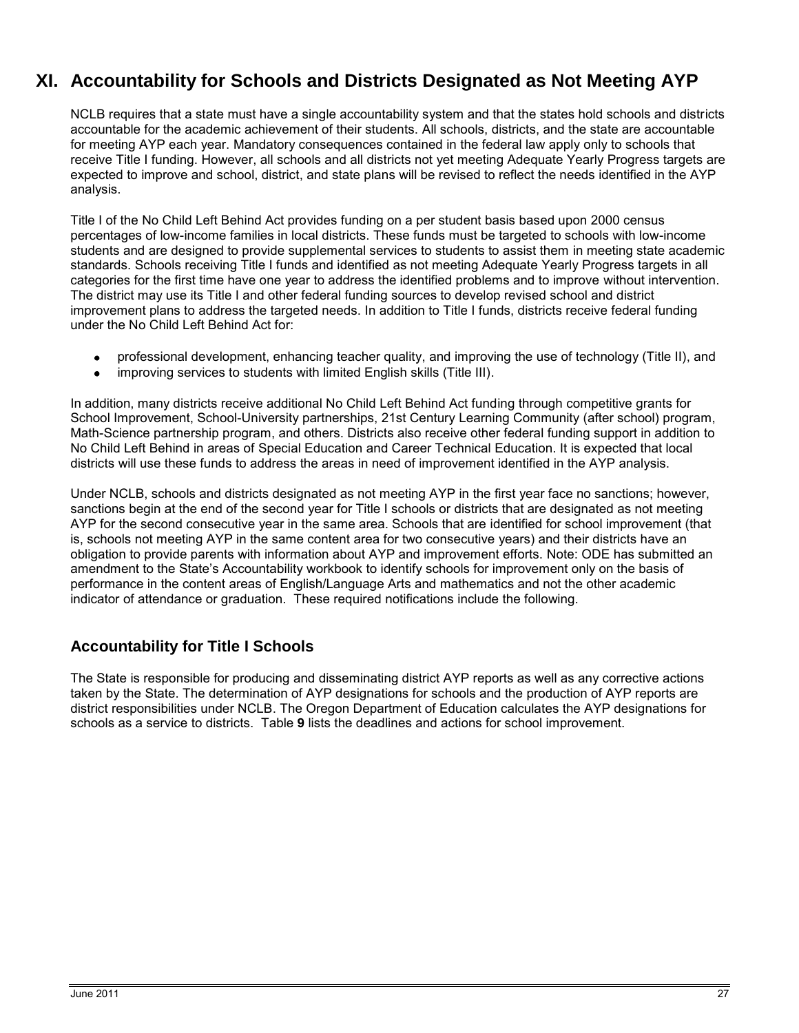# XI. Accountability for Schools and Districts Designated as Not Meeting AYP

NCLB requires that a state must have a single accountability system and that the states hold schools and districts accountable for the academic achievement of their students. All schools, districts, and the state are accountable for meeting AYP each year. Mandatory consequences contained in the federal law apply only to schools that receive Title I funding. However, all schools and all districts not yet meeting Adequate Yearly Progress targets are expected to improve and school, district, and state plans will be revised to reflect the needs identified in the AYP analysis.

Title I of the No Child Left Behind Act provides funding on a per student basis based upon 2000 census percentages of low-income families in local districts. These funds must be targeted to schools with low-income students and are designed to provide supplemental services to students to assist them in meeting state academic standards. Schools receiving Title I funds and identified as not meeting Adequate Yearly Progress targets in all categories for the first time have one year to address the identified problems and to improve without intervention. The district may use its Title I and other federal funding sources to develop revised school and district improvement plans to address the targeted needs. In addition to Title I funds, districts receive federal funding under the No Child Left Behind Act for:

- professional development, enhancing teacher quality, and improving the use of technology (Title II), and
- improving services to students with limited English skills (Title III).

In addition, many districts receive additional No Child Left Behind Act funding through competitive grants for School Improvement, School-University partnerships, 21st Century Learning Community (after school) program, Math-Science partnership program, and others. Districts also receive other federal funding support in addition to No Child Left Behind in areas of Special Education and Career Technical Education. It is expected that local districts will use these funds to address the areas in need of improvement identified in the AYP analysis.

Under NCLB, schools and districts designated as not meeting AYP in the first year face no sanctions; however, sanctions begin at the end of the second year for Title I schools or districts that are designated as not meeting AYP for the second consecutive year in the same area. Schools that are identified for school improvement (that is, schools not meeting AYP in the same content area for two consecutive years) and their districts have an obligation to provide parents with information about AYP and improvement efforts. Note: ODE has submitted an amendment to the State's Accountability workbook to identify schools for improvement only on the basis of performance in the content areas of English/Language Arts and mathematics and not the other academic indicator of attendance or graduation. These required notifications include the following.

## Accountability for Title I Schools

The State is responsible for producing and disseminating district AYP reports as well as any corrective actions taken by the State. The determination of AYP designations for schools and the production of AYP reports are district responsibilities under NCLB. The Oregon Department of Education calculates the AYP designations for schools as a service to districts. Table **9** lists the deadlines and actions for school improvement.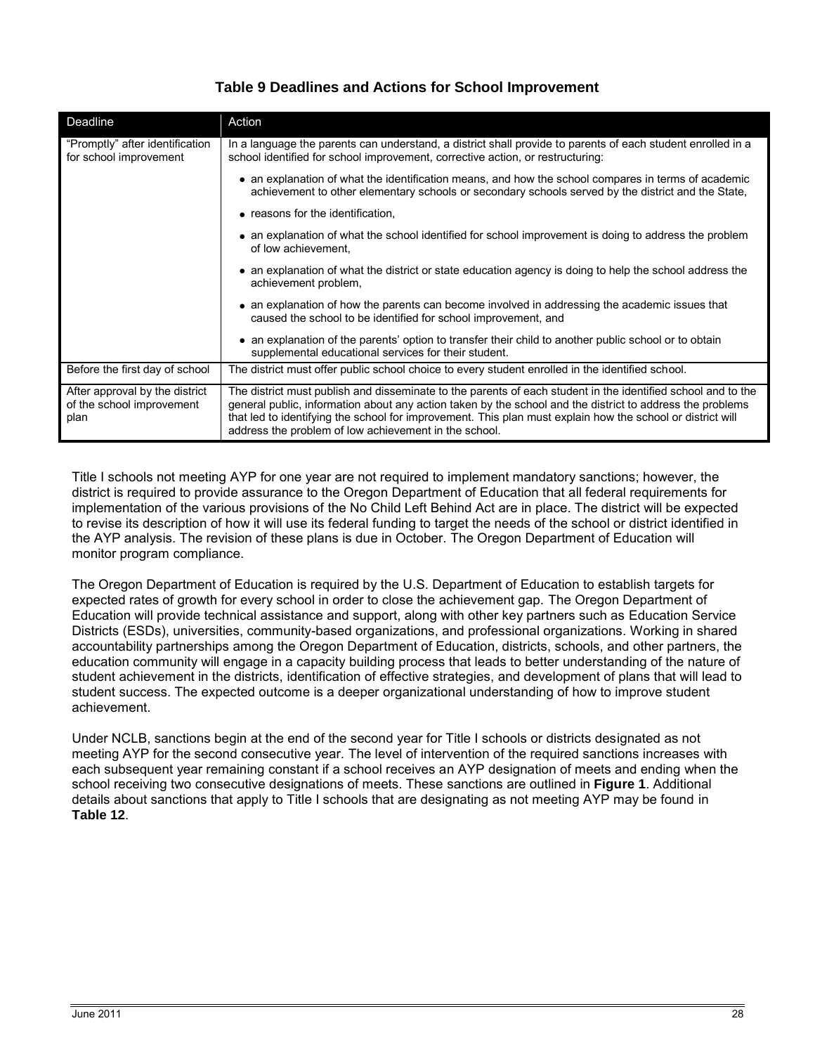### Table 9 Deadlines and Actions for School Improvement

| Deadline | Action |
|---|---|
| "Promptly" after identification for school improvement | In a language the parents can understand, a district shall provide to parents of each student enrolled in a school identified for school improvement, corrective action, or restructuring:<br>• an explanation of what the identification means, and how the school compares in terms of academic achievement to other elementary schools or secondary schools served by the district and the State,<br>• reasons for the identification,<br>• an explanation of what the school identified for school improvement is doing to address the problem of low achievement,<br>• an explanation of what the district or state education agency is doing to help the school address the achievement problem,<br>• an explanation of how the parents can become involved in addressing the academic issues that caused the school to be identified for school improvement, and<br>• an explanation of the parents' option to transfer their child to another public school or to obtain supplemental educational services for their student. |
| Before the first day of school | The district must offer public school choice to every student enrolled in the identified school. |
| After approval by the district of the school improvement plan | The district must publish and disseminate to the parents of each student in the identified school and to the general public, information about any action taken by the school and the district to address the problems that led to identifying the school for improvement. This plan must explain how the school or district will address the problem of low achievement in the school. |

Title I schools not meeting AYP for one year are not required to implement mandatory sanctions; however, the district is required to provide assurance to the Oregon Department of Education that all federal requirements for implementation of the various provisions of the No Child Left Behind Act are in place. The district will be expected to revise its description of how it will use its federal funding to target the needs of the school or district identified in the AYP analysis. The revision of these plans is due in October. The Oregon Department of Education will monitor program compliance.

The Oregon Department of Education is required by the U.S. Department of Education to establish targets for expected rates of growth for every school in order to close the achievement gap. The Oregon Department of Education will provide technical assistance and support, along with other key partners such as Education Service Districts (ESDs), universities, community-based organizations, and professional organizations. Working in shared accountability partnerships among the Oregon Department of Education, districts, schools, and other partners, the education community will engage in a capacity building process that leads to better understanding of the nature of student achievement in the districts, identification of effective strategies, and development of plans that will lead to student success. The expected outcome is a deeper organizational understanding of how to improve student achievement.

Under NCLB, sanctions begin at the end of the second year for Title I schools or districts designated as not meeting AYP for the second consecutive year. The level of intervention of the required sanctions increases with each subsequent year remaining constant if a school receives an AYP designation of meets and ending when the school receiving two consecutive designations of meets. These sanctions are outlined in **Figure 1**. Additional details about sanctions that apply to Title I schools that are designating as not meeting AYP may be found in **Table 12**.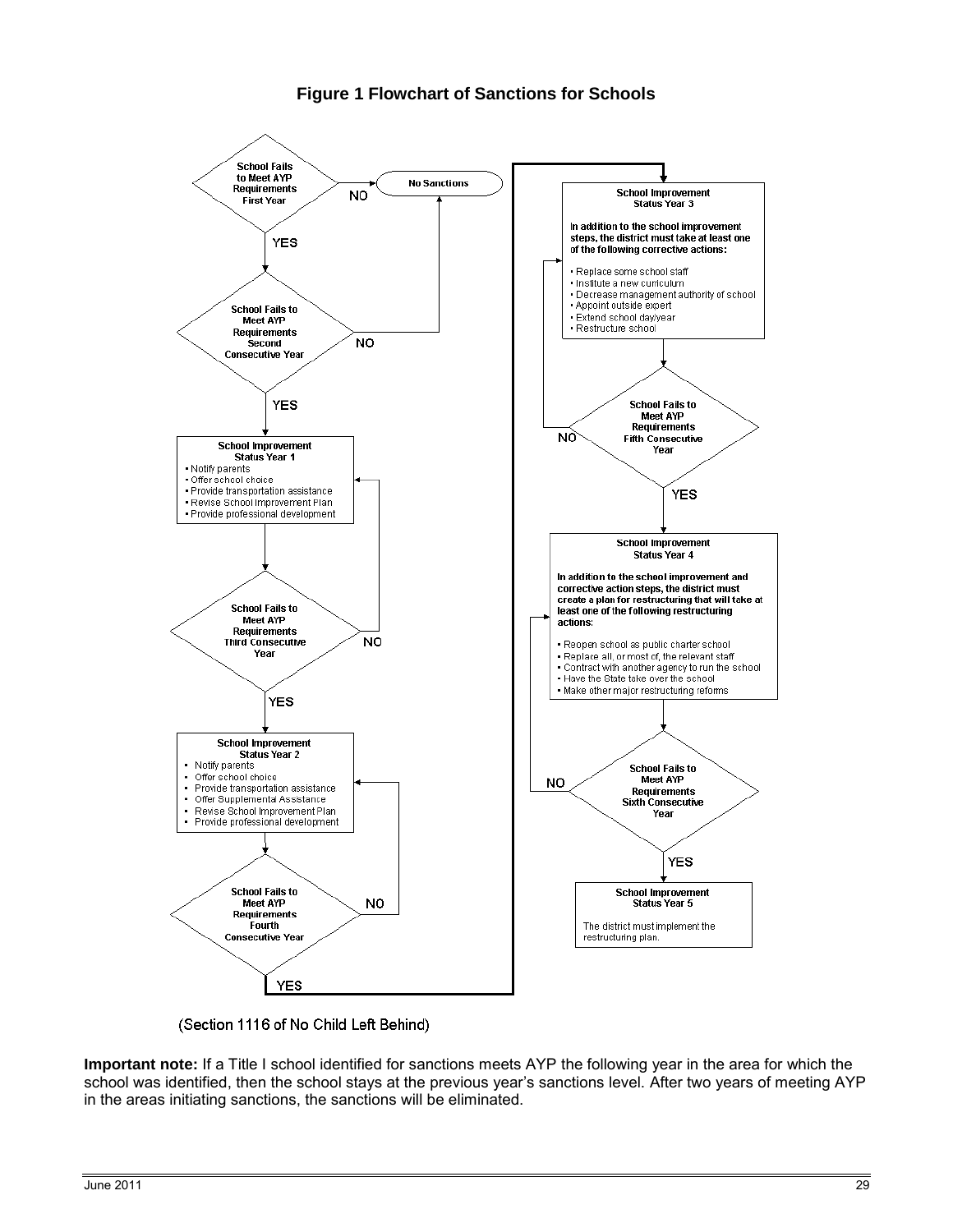### Figure 1 Flowchart of Sanctions for Schools

**School Fails to Meet AYP Requirements First Year**
- NO → No Sanctions
- YES → School Fails to Meet AYP Requirements Second Consecutive Year

**School Fails to Meet AYP Requirements Second Consecutive Year**
- NO → No Sanctions
- YES → School Improvement Status Year 1

**School Improvement Status Year 1**
- Notify parents
- Offer school choice
- Provide transportation assistance
- Revise School Improvement Plan
- Provide professional development

**School Fails to Meet AYP Requirements Third Consecutive Year**
- NO → School Improvement Status Year 1
- YES → School Improvement Status Year 2

**School Improvement Status Year 2**
- Notify parents
- Offer school choice
- Provide transportation assistance
- Offer Supplemental Assistance
- Revise School Improvement Plan
- Provide professional development

**School Fails to Meet AYP Requirements Fourth Consecutive Year**
- NO → School Improvement Status Year 2
- YES → School Improvement Status Year 3

**School Improvement Status Year 3**

In addition to the school improvement steps, the district must take at least one of the following corrective actions:

- Replace some school staff
- Institute a new curriculum
- Decrease management authority of school
- Appoint outside expert
- Extend school day/year
- Restructure school

**School Fails to Meet AYP Requirements Fifth Consecutive Year**
- NO → School Improvement Status Year 3
- YES → School Improvement Status Year 4

**School Improvement Status Year 4**

In addition to the school improvement and corrective action steps, the district must create a plan for restructuring that will take at least one of the following restructuring actions:

- Reopen school as public charter school
- Replace all, or most of, the relevant staff
- Contract with another agency to run the school
- Have the State take over the school
- Make other major restructuring reforms

**School Fails to Meet AYP Requirements Sixth Consecutive Year**
- NO → School Improvement Status Year 4
- YES → School Improvement Status Year 5

**School Improvement Status Year 5**

The district must implement the restructuring plan.

(Section 1116 of No Child Left Behind)

**Important note:** If a Title I school identified for sanctions meets AYP the following year in the area for which the school was identified, then the school stays at the previous year's sanctions level. After two years of meeting AYP in the areas initiating sanctions, the sanctions will be eliminated.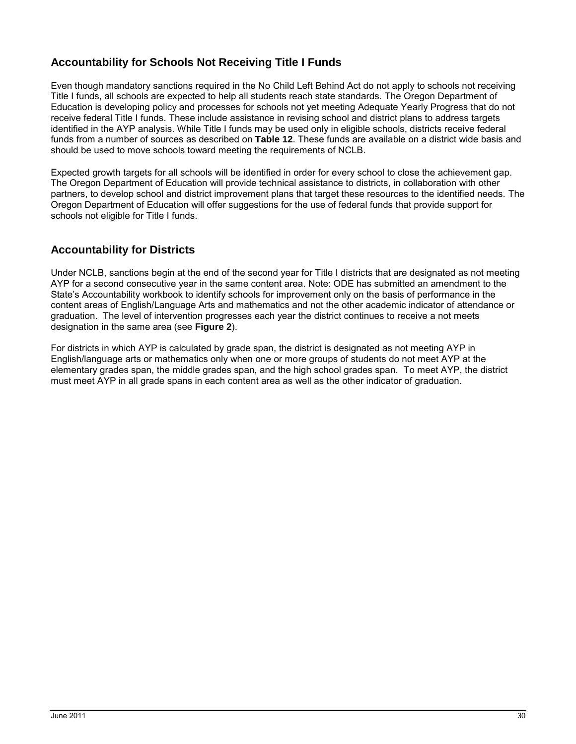## Accountability for Schools Not Receiving Title I Funds

Even though mandatory sanctions required in the No Child Left Behind Act do not apply to schools not receiving Title I funds, all schools are expected to help all students reach state standards. The Oregon Department of Education is developing policy and processes for schools not yet meeting Adequate Yearly Progress that do not receive federal Title I funds. These include assistance in revising school and district plans to address targets identified in the AYP analysis. While Title I funds may be used only in eligible schools, districts receive federal funds from a number of sources as described on **Table 12**. These funds are available on a district wide basis and should be used to move schools toward meeting the requirements of NCLB.

Expected growth targets for all schools will be identified in order for every school to close the achievement gap. The Oregon Department of Education will provide technical assistance to districts, in collaboration with other partners, to develop school and district improvement plans that target these resources to the identified needs. The Oregon Department of Education will offer suggestions for the use of federal funds that provide support for schools not eligible for Title I funds.

## Accountability for Districts

Under NCLB, sanctions begin at the end of the second year for Title I districts that are designated as not meeting AYP for a second consecutive year in the same content area. Note: ODE has submitted an amendment to the State's Accountability workbook to identify schools for improvement only on the basis of performance in the content areas of English/Language Arts and mathematics and not the other academic indicator of attendance or graduation. The level of intervention progresses each year the district continues to receive a not meets designation in the same area (see **Figure 2**).

For districts in which AYP is calculated by grade span, the district is designated as not meeting AYP in English/language arts or mathematics only when one or more groups of students do not meet AYP at the elementary grades span, the middle grades span, and the high school grades span. To meet AYP, the district must meet AYP in all grade spans in each content area as well as the other indicator of graduation.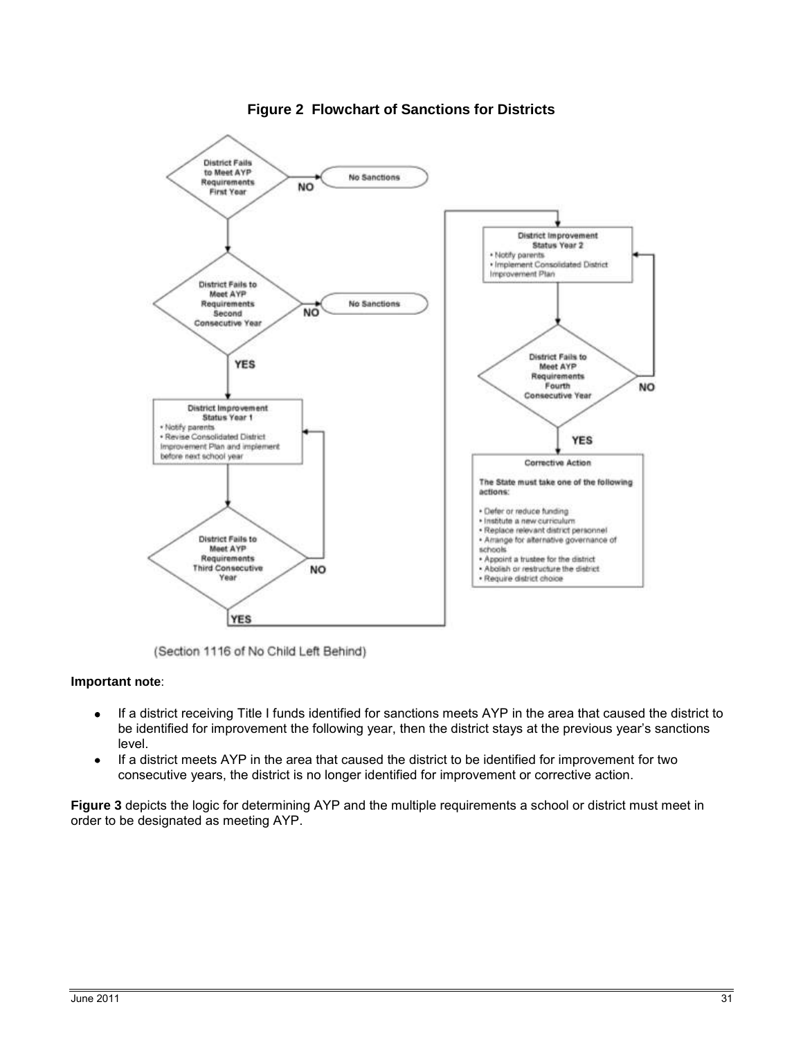**Figure 2 Flowchart of Sanctions for Districts**

District Fails to Meet AYP Requirements First Year — NO → No Sanctions

District Fails to Meet AYP Requirements Second Consecutive Year — NO → No Sanctions

YES

District Improvement Status Year 1
- Notify parents
- Revise Consolidated District Improvement Plan and implement before next school year

District Fails to Meet AYP Requirements Third Consecutive Year — NO

YES

District Improvement Status Year 2
- Notify parents
- Implement Consolidated District Improvement Plan

District Fails to Meet AYP Requirements Fourth Consecutive Year — NO

YES

Corrective Action

The State must take one of the following actions:

- Defer or reduce funding
- Institute a new curriculum
- Replace relevant district personnel
- Arrange for alternative governance of schools
- Appoint a trustee for the district
- Abolish or restructure the district
- Require district choice

(Section 1116 of No Child Left Behind)

**Important note**:

- If a district receiving Title I funds identified for sanctions meets AYP in the area that caused the district to be identified for improvement the following year, then the district stays at the previous year's sanctions level.
- If a district meets AYP in the area that caused the district to be identified for improvement for two consecutive years, the district is no longer identified for improvement or corrective action.

**Figure 3** depicts the logic for determining AYP and the multiple requirements a school or district must meet in order to be designated as meeting AYP.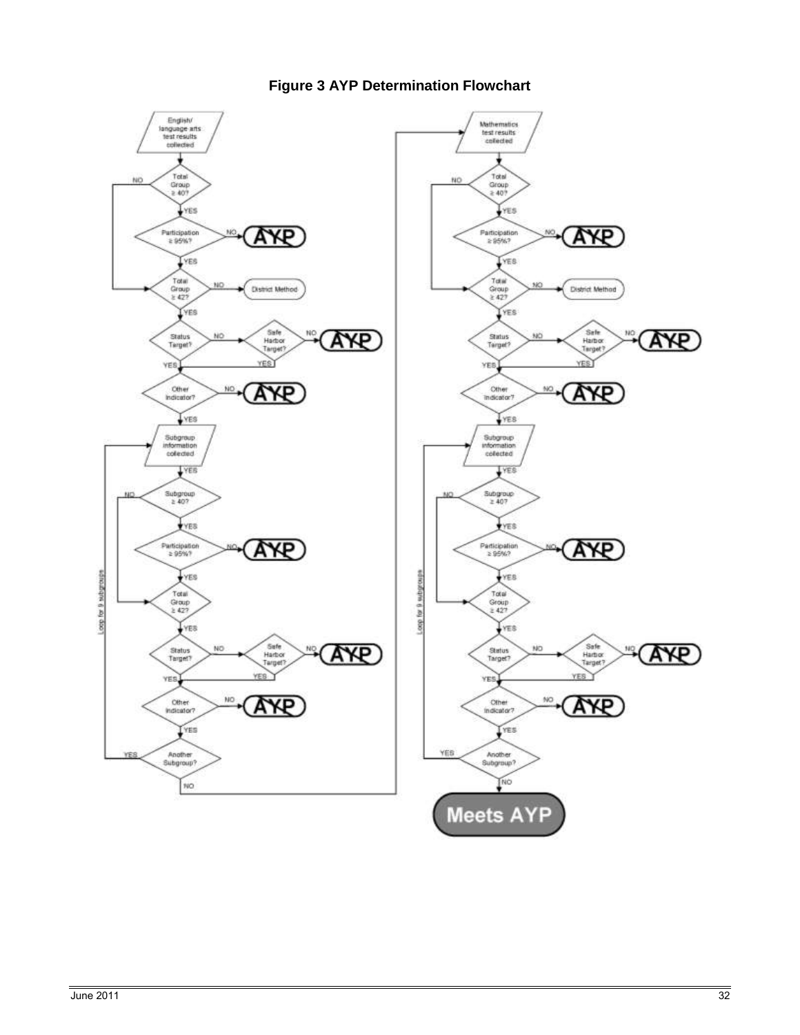**Figure 3 AYP Determination Flowchart**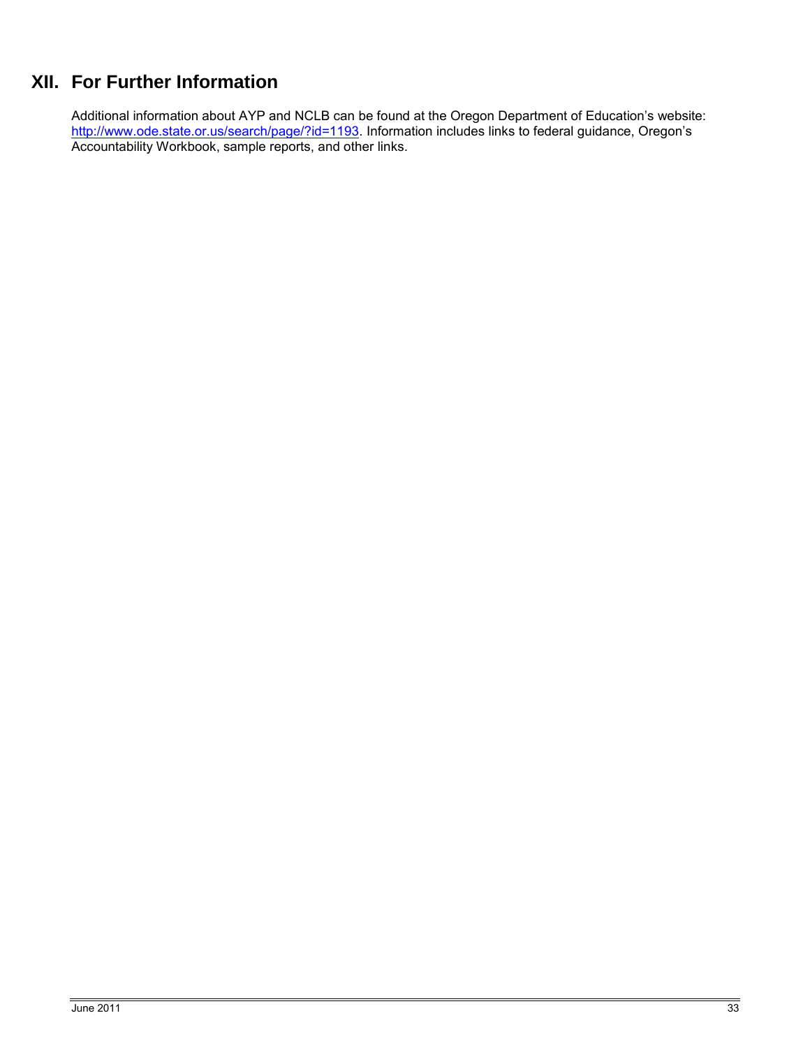# XII. For Further Information

Additional information about AYP and NCLB can be found at the Oregon Department of Education's website: http://www.ode.state.or.us/search/page/?id=1193. Information includes links to federal guidance, Oregon's Accountability Workbook, sample reports, and other links.